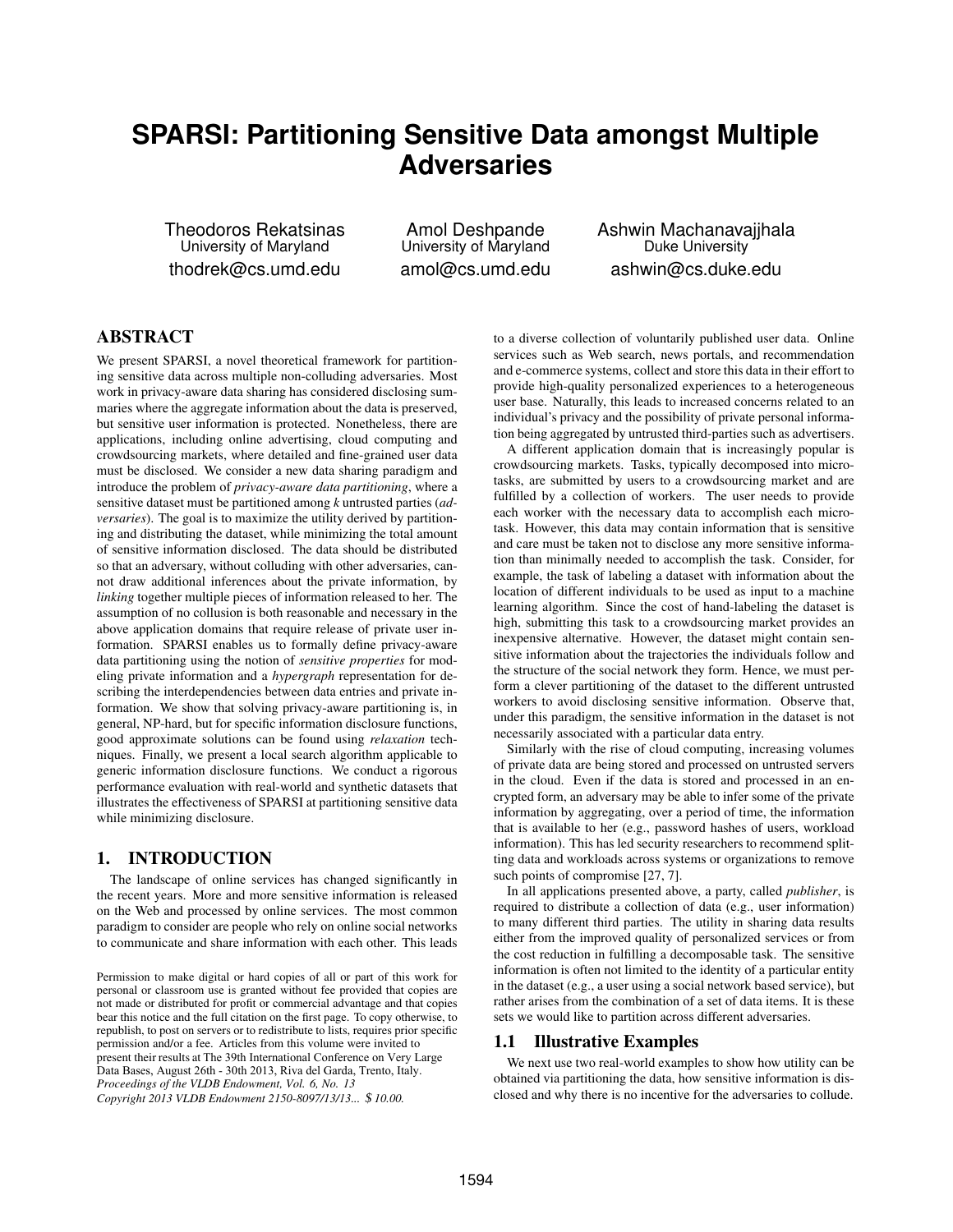# SPARSI: Partitioning Sensitive Data amongst Multiple Adversaries

Theodoros Rekatsinas
University of Maryland
thodrek@cs.umd.edu

Amol Deshpande
University of Maryland
amol@cs.umd.edu

Ashwin Machanavajjhala
Duke University
ashwin@cs.duke.edu

## ABSTRACT

We present SPARSI, a novel theoretical framework for partitioning sensitive data across multiple non-colluding adversaries. Most work in privacy-aware data sharing has considered disclosing summaries where the aggregate information about the data is preserved, but sensitive user information is protected. Nonetheless, there are applications, including online advertising, cloud computing and crowdsourcing markets, where detailed and fine-grained user data must be disclosed. We consider a new data sharing paradigm and introduce the problem of *privacy-aware data partitioning*, where a sensitive dataset must be partitioned among *k* untrusted parties (*adversaries*). The goal is to maximize the utility derived by partitioning and distributing the dataset, while minimizing the total amount of sensitive information disclosed. The data should be distributed so that an adversary, without colluding with other adversaries, cannot draw additional inferences about the private information, by *linking* together multiple pieces of information released to her. The assumption of no collusion is both reasonable and necessary in the above application domains that require release of private user information. SPARSI enables us to formally define privacy-aware data partitioning using the notion of *sensitive properties* for modeling private information and a *hypergraph* representation for describing the interdependencies between data entries and private information. We show that solving privacy-aware partitioning is, in general, NP-hard, but for specific information disclosure functions, good approximate solutions can be found using *relaxation* techniques. Finally, we present a local search algorithm applicable to generic information disclosure functions. We conduct a rigorous performance evaluation with real-world and synthetic datasets that illustrates the effectiveness of SPARSI at partitioning sensitive data while minimizing disclosure.

## 1. INTRODUCTION

The landscape of online services has changed significantly in the recent years. More and more sensitive information is released on the Web and processed by online services. The most common paradigm to consider are people who rely on online social networks to communicate and share information with each other. This leads to a diverse collection of voluntarily published user data. Online services such as Web search, news portals, and recommendation and e-commerce systems, collect and store this data in their effort to provide high-quality personalized experiences to a heterogeneous user base. Naturally, this leads to increased concerns related to an individual's privacy and the possibility of private personal information being aggregated by untrusted third-parties such as advertisers.

A different application domain that is increasingly popular is crowdsourcing markets. Tasks, typically decomposed into micro-tasks, are submitted by users to a crowdsourcing market and are fulfilled by a collection of workers. The user needs to provide each worker with the necessary data to accomplish each micro-task. However, this data may contain information that is sensitive and care must be taken not to disclose any more sensitive information than minimally needed to accomplish the task. Consider, for example, the task of labeling a dataset with information about the location of different individuals to be used as input to a machine learning algorithm. Since the cost of hand-labeling the dataset is high, submitting this task to a crowdsourcing market provides an inexpensive alternative. However, the dataset might contain sensitive information about the trajectories the individuals follow and the structure of the social network they form. Hence, we must perform a clever partitioning of the dataset to the different untrusted workers to avoid disclosing sensitive information. Observe that, under this paradigm, the sensitive information in the dataset is not necessarily associated with a particular data entry.

Similarly with the rise of cloud computing, increasing volumes of private data are being stored and processed on untrusted servers in the cloud. Even if the data is stored and processed in an encrypted form, an adversary may be able to infer some of the private information by aggregating, over a period of time, the information that is available to her (e.g., password hashes of users, workload information). This has led security researchers to recommend splitting data and workloads across systems or organizations to remove such points of compromise [27, 7].

In all applications presented above, a party, called *publisher*, is required to distribute a collection of data (e.g., user information) to many different third parties. The utility in sharing data results either from the improved quality of personalized services or from the cost reduction in fulfilling a decomposable task. The sensitive information is often not limited to the identity of a particular entity in the dataset (e.g., a user using a social network based service), but rather arises from the combination of a set of data items. It is these sets we would like to partition across different adversaries.

### 1.1 Illustrative Examples

We next use two real-world examples to show how utility can be obtained via partitioning the data, how sensitive information is disclosed and why there is no incentive for the adversaries to collude.

Permission to make digital or hard copies of all or part of this work for personal or classroom use is granted without fee provided that copies are not made or distributed for profit or commercial advantage and that copies bear this notice and the full citation on the first page. To copy otherwise, to republish, to post on servers or to redistribute to lists, requires prior specific permission and/or a fee. Articles from this volume were invited to present their results at The 39th International Conference on Very Large Data Bases, August 26th - 30th 2013, Riva del Garda, Trento, Italy.
*Proceedings of the VLDB Endowment, Vol. 6, No. 13*
*Copyright 2013 VLDB Endowment 2150-8097/13/13... $ 10.00.*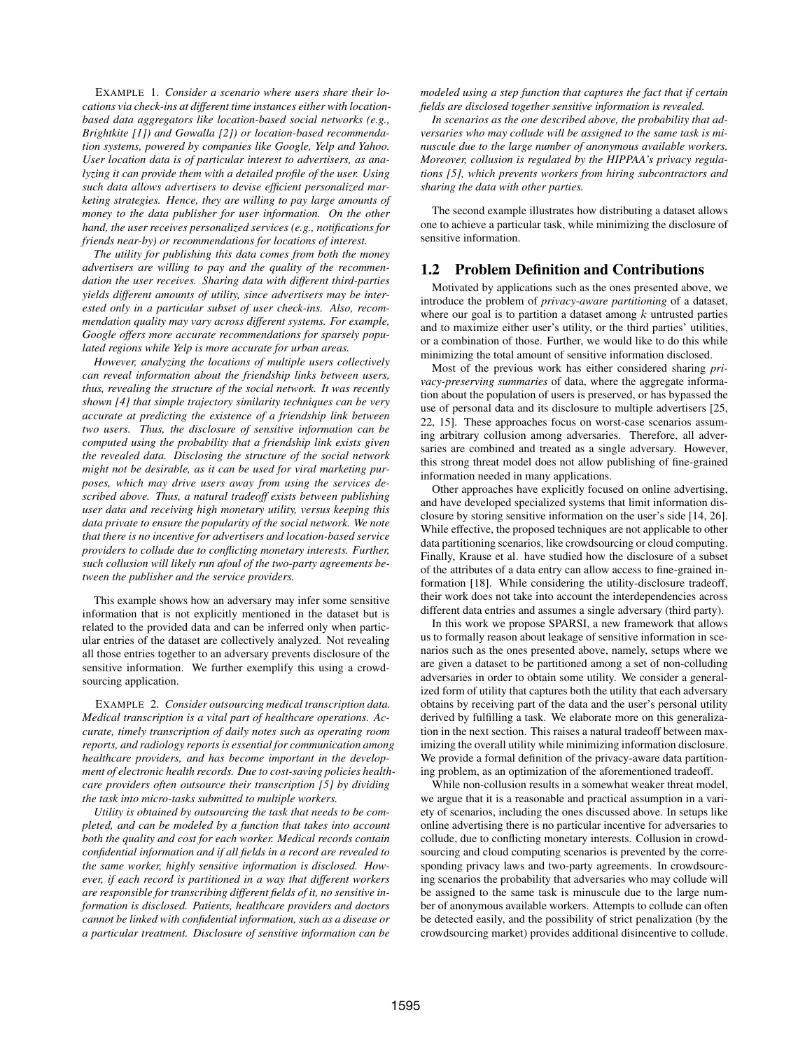EXAMPLE 1. *Consider a scenario where users share their locations via check-ins at different time instances either with location-based data aggregators like location-based social networks (e.g., Brightkite [1]) and Gowalla [2]) or location-based recommendation systems, powered by companies like Google, Yelp and Yahoo. User location data is of particular interest to advertisers, as analyzing it can provide them with a detailed profile of the user. Using such data allows advertisers to devise efficient personalized marketing strategies. Hence, they are willing to pay large amounts of money to the data publisher for user information. On the other hand, the user receives personalized services (e.g., notifications for friends near-by) or recommendations for locations of interest.*

*The utility for publishing this data comes from both the money advertisers are willing to pay and the quality of the recommendation the user receives. Sharing data with different third-parties yields different amounts of utility, since advertisers may be interested only in a particular subset of user check-ins. Also, recommendation quality may vary across different systems. For example, Google offers more accurate recommendations for sparsely populated regions while Yelp is more accurate for urban areas.*

*However, analyzing the locations of multiple users collectively can reveal information about the friendship links between users, thus, revealing the structure of the social network. It was recently shown [4] that simple trajectory similarity techniques can be very accurate at predicting the existence of a friendship link between two users. Thus, the disclosure of sensitive information can be computed using the probability that a friendship link exists given the revealed data. Disclosing the structure of the social network might not be desirable, as it can be used for viral marketing purposes, which may drive users away from using the services described above. Thus, a natural tradeoff exists between publishing user data and receiving high monetary utility, versus keeping this data private to ensure the popularity of the social network. We note that there is no incentive for advertisers and location-based service providers to collude due to conflicting monetary interests. Further, such collusion will likely run afoul of the two-party agreements between the publisher and the service providers.*

This example shows how an adversary may infer some sensitive information that is not explicitly mentioned in the dataset but is related to the provided data and can be inferred only when particular entries of the dataset are collectively analyzed. Not revealing all those entries together to an adversary prevents disclosure of the sensitive information. We further exemplify this using a crowdsourcing application.

EXAMPLE 2. *Consider outsourcing medical transcription data. Medical transcription is a vital part of healthcare operations. Accurate, timely transcription of daily notes such as operating room reports, and radiology reports is essential for communication among healthcare providers, and has become important in the development of electronic health records. Due to cost-saving policies healthcare providers often outsource their transcription [5] by dividing the task into micro-tasks submitted to multiple workers.*

*Utility is obtained by outsourcing the task that needs to be completed, and can be modeled by a function that takes into account both the quality and cost for each worker. Medical records contain confidential information and if all fields in a record are revealed to the same worker, highly sensitive information is disclosed. However, if each record is partitioned in a way that different workers are responsible for transcribing different fields of it, no sensitive information is disclosed. Patients, healthcare providers and doctors cannot be linked with confidential information, such as a disease or a particular treatment. Disclosure of sensitive information can be modeled using a step function that captures the fact that if certain fields are disclosed together sensitive information is revealed.*

*In scenarios as the one described above, the probability that adversaries who may collude will be assigned to the same task is minuscule due to the large number of anonymous available workers. Moreover, collusion is regulated by the HIPPAA's privacy regulations [5], which prevents workers from hiring subcontractors and sharing the data with other parties.*

The second example illustrates how distributing a dataset allows one to achieve a particular task, while minimizing the disclosure of sensitive information.

## 1.2 Problem Definition and Contributions

Motivated by applications such as the ones presented above, we introduce the problem of *privacy-aware partitioning* of a dataset, where our goal is to partition a dataset among $k$ untrusted parties and to maximize either user's utility, or the third parties' utilities, or a combination of those. Further, we would like to do this while minimizing the total amount of sensitive information disclosed.

Most of the previous work has either considered sharing *privacy-preserving summaries* of data, where the aggregate information about the population of users is preserved, or has bypassed the use of personal data and its disclosure to multiple advertisers [25, 22, 15]. These approaches focus on worst-case scenarios assuming arbitrary collusion among adversaries. Therefore, all adversaries are combined and treated as a single adversary. However, this strong threat model does not allow publishing of fine-grained information needed in many applications.

Other approaches have explicitly focused on online advertising, and have developed specialized systems that limit information disclosure by storing sensitive information on the user's side [14, 26]. While effective, the proposed techniques are not applicable to other data partitioning scenarios, like crowdsourcing or cloud computing. Finally, Krause et al. have studied how the disclosure of a subset of the attributes of a data entry can allow access to fine-grained information [18]. While considering the utility-disclosure tradeoff, their work does not take into account the interdependencies across different data entries and assumes a single adversary (third party).

In this work we propose SPARSI, a new framework that allows us to formally reason about leakage of sensitive information in scenarios such as the ones presented above, namely, setups where we are given a dataset to be partitioned among a set of non-colluding adversaries in order to obtain some utility. We consider a generalized form of utility that captures both the utility that each adversary obtains by receiving part of the data and the user's personal utility derived by fulfilling a task. We elaborate more on this generalization in the next section. This raises a natural tradeoff between maximizing the overall utility while minimizing information disclosure. We provide a formal definition of the privacy-aware data partitioning problem, as an optimization of the aforementioned tradeoff.

While non-collusion results in a somewhat weaker threat model, we argue that it is a reasonable and practical assumption in a variety of scenarios, including the ones discussed above. In setups like online advertising there is no particular incentive for adversaries to collude, due to conflicting monetary interests. Collusion in crowdsourcing and cloud computing scenarios is prevented by the corresponding privacy laws and two-party agreements. In crowdsourcing scenarios the probability that adversaries who may collude will be assigned to the same task is minuscule due to the large number of anonymous available workers. Attempts to collude can often be detected easily, and the possibility of strict penalization (by the crowdsourcing market) provides additional disincentive to collude.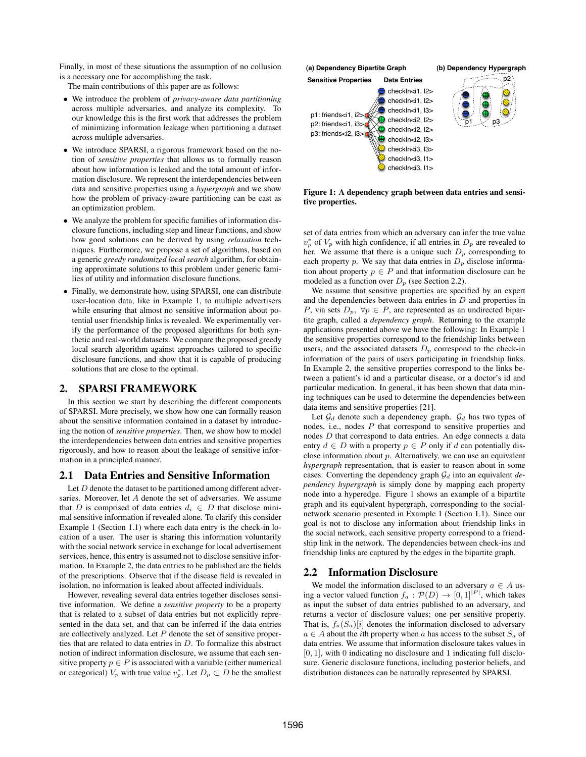Finally, in most of these situations the assumption of no collusion is a necessary one for accomplishing the task.

The main contributions of this paper are as follows:

- We introduce the problem of *privacy-aware data partitioning* across multiple adversaries, and analyze its complexity. To our knowledge this is the first work that addresses the problem of minimizing information leakage when partitioning a dataset across multiple adversaries.
- We introduce SPARSI, a rigorous framework based on the notion of *sensitive properties* that allows us to formally reason about how information is leaked and the total amount of information disclosure. We represent the interdependencies between data and sensitive properties using a *hypergraph* and we show how the problem of privacy-aware partitioning can be cast as an optimization problem.
- We analyze the problem for specific families of information disclosure functions, including step and linear functions, and show how good solutions can be derived by using *relaxation* techniques. Furthermore, we propose a set of algorithms, based on a generic *greedy randomized local search* algorithm, for obtaining approximate solutions to this problem under generic families of utility and information disclosure functions.
- Finally, we demonstrate how, using SPARSI, one can distribute user-location data, like in Example 1, to multiple advertisers while ensuring that almost no sensitive information about potential user friendship links is revealed. We experimentally verify the performance of the proposed algorithms for both synthetic and real-world datasets. We compare the proposed greedy local search algorithm against approaches tailored to specific disclosure functions, and show that it is capable of producing solutions that are close to the optimal.

## 2. SPARSI FRAMEWORK

In this section we start by describing the different components of SPARSI. More precisely, we show how one can formally reason about the sensitive information contained in a dataset by introducing the notion of *sensitive properties*. Then, we show how to model the interdependencies between data entries and sensitive properties rigorously, and how to reason about the leakage of sensitive information in a principled manner.

### 2.1 Data Entries and Sensitive Information

Let $D$ denote the dataset to be partitioned among different adversaries. Moreover, let $A$ denote the set of adversaries. We assume that $D$ is comprised of data entries $d_i \in D$ that disclose minimal sensitive information if revealed alone. To clarify this consider Example 1 (Section 1.1) where each data entry is the check-in location of a user. The user is sharing this information voluntarily with the social network service in exchange for local advertisement services, hence, this entry is assumed not to disclose sensitive information. In Example 2, the data entries to be published are the fields of the prescriptions. Observe that if the disease field is revealed in isolation, no information is leaked about affected individuals.

However, revealing several data entries together discloses sensitive information. We define a *sensitive property* to be a property that is related to a subset of data entries but not explicitly represented in the data set, and that can be inferred if the data entries are collectively analyzed. Let $P$ denote the set of sensitive properties that are related to data entries in $D$. To formalize this abstract notion of indirect information disclosure, we assume that each sensitive property $p \in P$ is associated with a variable (either numerical or categorical) $V_p$ with true value $v_p^*$. Let $D_p \subset D$ be the smallest

(a) Dependency Bipartite Graph

Sensitive Properties

Data Entries

p1: friends<i1, i2>
p2: friends<i1, i3>
p3: friends<i2, i3>

checkIn<i1, l2>
checkIn<i1, l2>
checkIn<i1, l3>
checkIn<i2, l2>
checkIn<i2, l2>
checkIn<i2, l3>
checkIn<i3, l3>
checkIn<i3, l1>
checkIn<i3, l1>

(b) Dependency Hypergraph

p2
p1
p3

**Figure 1: A dependency graph between data entries and sensitive properties.**

set of data entries from which an adversary can infer the true value $v_p^*$ of $V_p$ with high confidence, if all entries in $D_p$ are revealed to her. We assume that there is a unique such $D_p$ corresponding to each property $p$. We say that data entries in $D_p$ disclose information about property $p \in P$ and that information disclosure can be modeled as a function over $D_p$ (see Section 2.2).

We assume that sensitive properties are specified by an expert and the dependencies between data entries in $D$ and properties in $P$, via sets $D_p$, $\forall p \in P$, are represented as an undirected bipartite graph, called a *dependency graph*. Returning to the example applications presented above we have the following: In Example 1 the sensitive properties correspond to the friendship links between users, and the associated datasets $D_p$ correspond to the check-in information of the pairs of users participating in friendship links. In Example 2, the sensitive properties correspond to the links between a patient's id and a particular disease, or a doctor's id and particular medication. In general, it has been shown that data mining techniques can be used to determine the dependencies between data items and sensitive properties [21].

Let $\mathcal{G}_d$ denote such a dependency graph. $\mathcal{G}_d$ has two types of nodes, i.e., nodes $P$ that correspond to sensitive properties and nodes $D$ that correspond to data entries. An edge connects a data entry $d \in D$ with a property $p \in P$ only if $d$ can potentially disclose information about $p$. Alternatively, we can use an equivalent *hypergraph* representation, that is easier to reason about in some cases. Converting the dependency graph $\mathcal{G}_d$ into an equivalent *dependency hypergraph* is simply done by mapping each property node into a hyperedge. Figure 1 shows an example of a bipartite graph and its equivalent hypergraph, corresponding to the social-network scenario presented in Example 1 (Section 1.1). Since our goal is not to disclose any information about friendship links in the social network, each sensitive property correspond to a friendship link in the network. The dependencies between check-ins and friendship links are captured by the edges in the bipartite graph.

### 2.2 Information Disclosure

We model the information disclosed to an adversary $a \in A$ using a vector valued function $f_a : \mathcal{P}(D) \rightarrow [0, 1]^{|P|}$, which takes as input the subset of data entries published to an adversary, and returns a vector of disclosure values; one per sensitive property. That is, $f_a(S_a)[i]$ denotes the information disclosed to adversary $a \in A$ about the $i$th property when $a$ has access to the subset $S_a$ of data entries. We assume that information disclosure takes values in $[0, 1]$, with 0 indicating no disclosure and 1 indicating full disclosure. Generic disclosure functions, including posterior beliefs, and distribution distances can be naturally represented by SPARSI.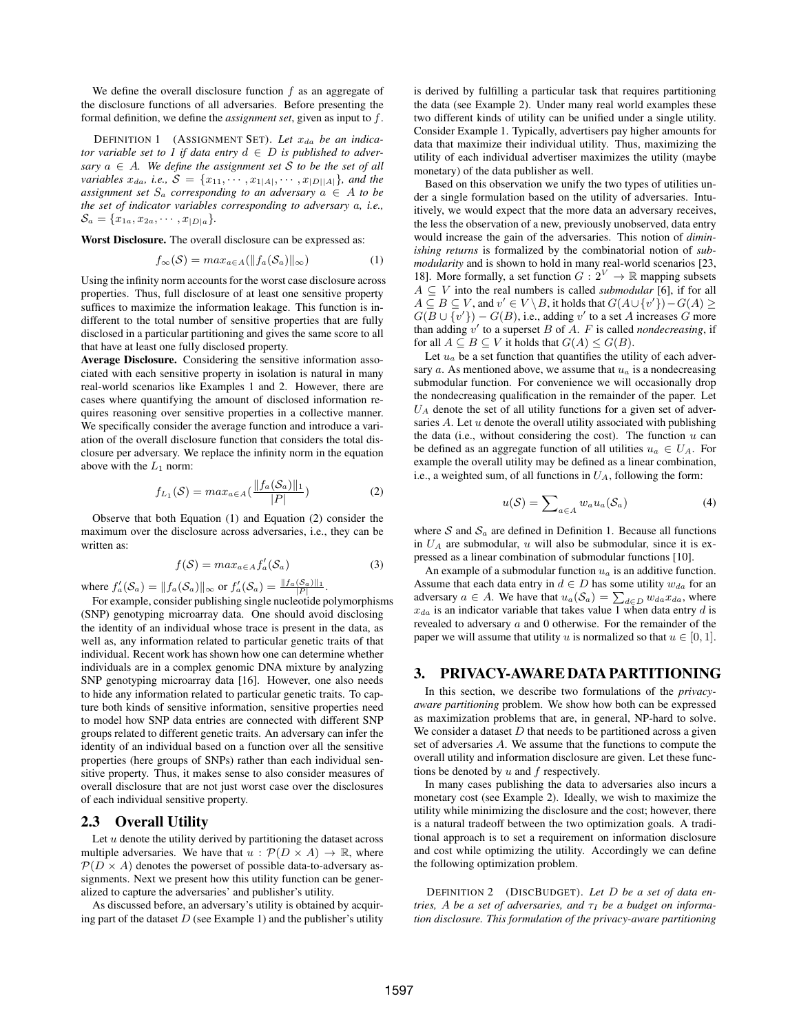We define the overall disclosure function $f$ as an aggregate of the disclosure functions of all adversaries. Before presenting the formal definition, we define the *assignment set*, given as input to $f$.

DEFINITION 1 (ASSIGNMENT SET). *Let $x_{da}$ be an indicator variable set to 1 if data entry $d \in D$ is published to adversary $a \in A$. We define the assignment set $\mathcal{S}$ to be the set of all variables $x_{da}$, i.e., $\mathcal{S} = \{x_{11}, \cdots, x_{1|A|}, \cdots, x_{|D||A|}\}$, and the assignment set $\mathcal{S}_a$ corresponding to an adversary $a \in A$ to be the set of indicator variables corresponding to adversary $a$, i.e., $\mathcal{S}_a = \{x_{1a}, x_{2a}, \cdots, x_{|D|a}\}$.*

**Worst Disclosure.** The overall disclosure can be expressed as:

$$f_\infty(\mathcal{S}) = max_{a \in A}(\|f_a(\mathcal{S}_a)\|_\infty) \tag{1}$$

Using the infinity norm accounts for the worst case disclosure across properties. Thus, full disclosure of at least one sensitive property suffices to maximize the information leakage. This function is indifferent to the total number of sensitive properties that are fully disclosed in a particular partitioning and gives the same score to all that have at least one fully disclosed property.

**Average Disclosure.** Considering the sensitive information associated with each sensitive property in isolation is natural in many real-world scenarios like Examples 1 and 2. However, there are cases where quantifying the amount of disclosed information requires reasoning over sensitive properties in a collective manner. We specifically consider the average function and introduce a variation of the overall disclosure function that considers the total disclosure per adversary. We replace the infinity norm in the equation above with the $L_1$ norm:

$$f_{L_1}(\mathcal{S}) = max_{a \in A}\left(\frac{\|f_a(\mathcal{S}_a)\|_1}{|P|}\right) \tag{2}$$

Observe that both Equation (1) and Equation (2) consider the maximum over the disclosure across adversaries, i.e., they can be written as:

$$f(\mathcal{S}) = max_{a \in A} f'_a(\mathcal{S}_a) \tag{3}$$

where $f'_a(\mathcal{S}_a) = \|f_a(\mathcal{S}_a)\|_\infty$ or $f'_a(\mathcal{S}_a) = \frac{\|f_a(\mathcal{S}_a)\|_1}{|P|}$.

For example, consider publishing single nucleotide polymorphisms (SNP) genotyping microarray data. One should avoid disclosing the identity of an individual whose trace is present in the data, as well as, any information related to particular genetic traits of that individual. Recent work has shown how one can determine whether individuals are in a complex genomic DNA mixture by analyzing SNP genotyping microarray data [16]. However, one also needs to hide any information related to particular genetic traits. To capture both kinds of sensitive information, sensitive properties need to model how SNP data entries are connected with different SNP groups related to different genetic traits. An adversary can infer the identity of an individual based on a function over all the sensitive properties (here groups of SNPs) rather than each individual sensitive property. Thus, it makes sense to also consider measures of overall disclosure that are not just worst case over the disclosures of each individual sensitive property.

## 2.3 Overall Utility

Let $u$ denote the utility derived by partitioning the dataset across multiple adversaries. We have that $u : \mathcal{P}(D \times A) \to \mathbb{R}$, where $\mathcal{P}(D \times A)$ denotes the powerset of possible data-to-adversary assignments. Next we present how this utility function can be generalized to capture the adversaries' and publisher's utility.

As discussed before, an adversary's utility is obtained by acquiring part of the dataset $D$ (see Example 1) and the publisher's utility is derived by fulfilling a particular task that requires partitioning the data (see Example 2). Under many real world examples these two different kinds of utility can be unified under a single utility. Consider Example 1. Typically, advertisers pay higher amounts for data that maximize their individual utility. Thus, maximizing the utility of each individual advertiser maximizes the utility (maybe monetary) of the data publisher as well.

Based on this observation we unify the two types of utilities under a single formulation based on the utility of adversaries. Intuitively, we would expect that the more data an adversary receives, the less the observation of a new, previously unobserved, data entry would increase the gain of the adversaries. This notion of *diminishing returns* is formalized by the combinatorial notion of *submodularity* and is shown to hold in many real-world scenarios [23, 18]. More formally, a set function $G : 2^V \to \mathbb{R}$ mapping subsets $A \subseteq V$ into the real numbers is called *submodular* [6], if for all $A \subseteq B \subseteq V$, and $v' \in V \setminus B$, it holds that $G(A \cup \{v'\}) - G(A) \geq G(B \cup \{v'\}) - G(B)$, i.e., adding $v'$ to a set $A$ increases $G$ more than adding $v'$ to a superset $B$ of $A$. $F$ is called *nondecreasing*, if for all $A \subseteq B \subseteq V$ it holds that $G(A) \leq G(B)$.

Let $u_a$ be a set function that quantifies the utility of each adversary $a$. As mentioned above, we assume that $u_a$ is a nondecreasing submodular function. For convenience we will occasionally drop the nondecreasing qualification in the remainder of the paper. Let $U_A$ denote the set of all utility functions for a given set of adversaries $A$. Let $u$ denote the overall utility associated with publishing the data (i.e., without considering the cost). The function $u$ can be defined as an aggregate function of all utilities $u_a \in U_A$. For example the overall utility may be defined as a linear combination, i.e., a weighted sum, of all functions in $U_A$, following the form:

$$u(\mathcal{S}) = \sum\nolimits_{a \in A} w_a u_a(\mathcal{S}_a) \tag{4}$$

where $\mathcal{S}$ and $\mathcal{S}_a$ are defined in Definition 1. Because all functions in $U_A$ are submodular, $u$ will also be submodular, since it is expressed as a linear combination of submodular functions [10].

An example of a submodular function $u_a$ is an additive function. Assume that each data entry in $d \in D$ has some utility $w_{da}$ for an adversary $a \in A$. We have that $u_a(\mathcal{S}_a) = \sum_{d \in D} w_{da} x_{da}$, where $x_{da}$ is an indicator variable that takes value 1 when data entry $d$ is revealed to adversary $a$ and 0 otherwise. For the remainder of the paper we will assume that utility $u$ is normalized so that $u \in [0, 1]$.

# 3. PRIVACY-AWARE DATA PARTITIONING

In this section, we describe two formulations of the *privacy-aware partitioning* problem. We show how both can be expressed as maximization problems that are, in general, NP-hard to solve. We consider a dataset $D$ that needs to be partitioned across a given set of adversaries $A$. We assume that the functions to compute the overall utility and information disclosure are given. Let these functions be denoted by $u$ and $f$ respectively.

In many cases publishing the data to adversaries also incurs a monetary cost (see Example 2). Ideally, we wish to maximize the utility while minimizing the disclosure and the cost; however, there is a natural tradeoff between the two optimization goals. A traditional approach is to set a requirement on information disclosure and cost while optimizing the utility. Accordingly we can define the following optimization problem.

DEFINITION 2 (DISCBUDGET). *Let $D$ be a set of data entries, $A$ be a set of adversaries, and $\tau_I$ be a budget on information disclosure. This formulation of the privacy-aware partitioning*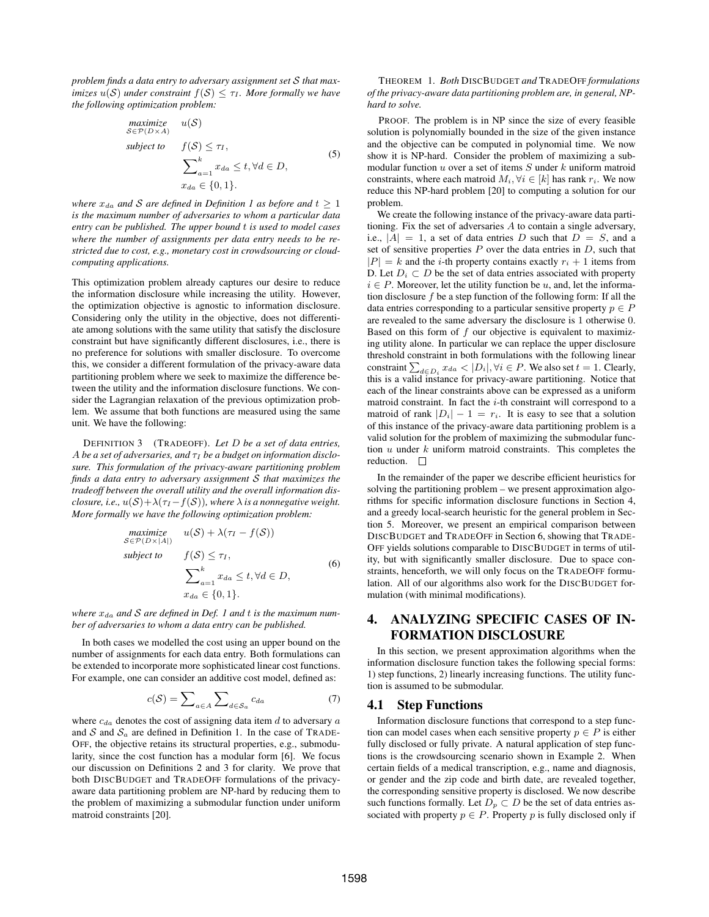*problem finds a data entry to adversary assignment set $\mathcal{S}$ that maximizes $u(\mathcal{S})$ under constraint $f(\mathcal{S}) \leq \tau_I$. More formally we have the following optimization problem:*

$$
\begin{aligned}
\underset{\mathcal{S} \in \mathcal{P}(D \times A)}{\text{maximize}} \quad & u(\mathcal{S}) \\
\text{subject to} \quad & f(\mathcal{S}) \leq \tau_I, \\
& \sum_{a=1}^{k} x_{da} \leq t, \forall d \in D, \\
& x_{da} \in \{0, 1\}.
\end{aligned}
\tag{5}
$$

*where $x_{da}$ and $\mathcal{S}$ are defined in Definition 1 as before and $t \geq 1$ is the maximum number of adversaries to whom a particular data entry can be published. The upper bound $t$ is used to model cases where the number of assignments per data entry needs to be restricted due to cost, e.g., monetary cost in crowdsourcing or cloud-computing applications.*

This optimization problem already captures our desire to reduce the information disclosure while increasing the utility. However, the optimization objective is agnostic to information disclosure. Considering only the utility in the objective, does not differentiate among solutions with the same utility that satisfy the disclosure constraint but have significantly different disclosures, i.e., there is no preference for solutions with smaller disclosure. To overcome this, we consider a different formulation of the privacy-aware data partitioning problem where we seek to maximize the difference between the utility and the information disclosure functions. We consider the Lagrangian relaxation of the previous optimization problem. We assume that both functions are measured using the same unit. We have the following:

DEFINITION 3 (TRADEOFF). *Let $D$ be a set of data entries, $A$ be a set of adversaries, and $\tau_I$ be a budget on information disclosure. This formulation of the privacy-aware partitioning problem finds a data entry to adversary assignment $\mathcal{S}$ that maximizes the tradeoff between the overall utility and the overall information disclosure, i.e., $u(\mathcal{S})+\lambda(\tau_I - f(\mathcal{S}))$, where $\lambda$ is a nonnegative weight. More formally we have the following optimization problem:*

$$
\begin{aligned}
\underset{\mathcal{S} \in \mathcal{P}(D \times |A|)}{\text{maximize}} \quad & u(\mathcal{S}) + \lambda(\tau_I - f(\mathcal{S})) \\
\text{subject to} \quad & f(\mathcal{S}) \leq \tau_I, \\
& \sum_{a=1}^{k} x_{da} \leq t, \forall d \in D, \\
& x_{da} \in \{0, 1\}.
\end{aligned}
\tag{6}
$$

*where $x_{da}$ and $\mathcal{S}$ are defined in Def. 1 and $t$ is the maximum number of adversaries to whom a data entry can be published.*

In both cases we modelled the cost using an upper bound on the number of assignments for each data entry. Both formulations can be extended to incorporate more sophisticated linear cost functions. For example, one can consider an additive cost model, defined as:

$$
c(\mathcal{S}) = \sum_{a \in A} \sum_{d \in \mathcal{S}_a} c_{da} \tag{7}
$$

where $c_{da}$ denotes the cost of assigning data item $d$ to adversary $a$ and $\mathcal{S}$ and $\mathcal{S}_a$ are defined in Definition 1. In the case of TRADEOFF, the objective retains its structural properties, e.g., submodularity, since the cost function has a modular form [6]. We focus our discussion on Definitions 2 and 3 for clarity. We prove that both DISCBUDGET and TRADEOFF formulations of the privacy-aware data partitioning problem are NP-hard by reducing them to the problem of maximizing a submodular function under uniform matroid constraints [20].

THEOREM 1. *Both DISCBUDGET and TRADEOFF formulations of the privacy-aware data partitioning problem are, in general, NP-hard to solve.*

PROOF. The problem is in NP since the size of every feasible solution is polynomially bounded in the size of the given instance and the objective can be computed in polynomial time. We now show it is NP-hard. Consider the problem of maximizing a submodular function $u$ over a set of items $S$ under $k$ uniform matroid constraints, where each matroid $M_i, \forall i \in [k]$ has rank $r_i$. We now reduce this NP-hard problem [20] to computing a solution for our problem.

We create the following instance of the privacy-aware data partitioning. Fix the set of adversaries $A$ to contain a single adversary, i.e., $|A| = 1$, a set of data entries $D$ such that $D = S$, and a set of sensitive properties $P$ over the data entries in $D$, such that $|P| = k$ and the $i$-th property contains exactly $r_i + 1$ items from D. Let $D_i \subset D$ be the set of data entries associated with property $i \in P$. Moreover, let the utility function be $u$, and, let the information disclosure $f$ be a step function of the following form: If all the data entries corresponding to a particular sensitive property $p \in P$ are revealed to the same adversary the disclosure is 1 otherwise 0. Based on this form of $f$ our objective is equivalent to maximizing utility alone. In particular we can replace the upper disclosure threshold constraint in both formulations with the following linear constraint $\sum_{d \in D_i} x_{da} < |D_i|, \forall i \in P$. We also set $t = 1$. Clearly, this is a valid instance for privacy-aware partitioning. Notice that each of the linear constraints above can be expressed as a uniform matroid constraint. In fact the $i$-th constraint will correspond to a matroid of rank $|D_i| - 1 = r_i$. It is easy to see that a solution of this instance of the privacy-aware data partitioning problem is a valid solution for the problem of maximizing the submodular function $u$ under $k$ uniform matroid constraints. This completes the reduction. □

In the remainder of the paper we describe efficient heuristics for solving the partitioning problem – we present approximation algorithms for specific information disclosure functions in Section 4, and a greedy local-search heuristic for the general problem in Section 5. Moreover, we present an empirical comparison between DISCBUDGET and TRADEOFF in Section 6, showing that TRADEOFF yields solutions comparable to DISCBUDGET in terms of utility, but with significantly smaller disclosure. Due to space constraints, henceforth, we will only focus on the TRADEOFF formulation. All of our algorithms also work for the DISCBUDGET formulation (with minimal modifications).

# 4. ANALYZING SPECIFIC CASES OF INFORMATION DISCLOSURE

In this section, we present approximation algorithms when the information disclosure function takes the following special forms: 1) step functions, 2) linearly increasing functions. The utility function is assumed to be submodular.

## 4.1 Step Functions

Information disclosure functions that correspond to a step function can model cases when each sensitive property $p \in P$ is either fully disclosed or fully private. A natural application of step functions is the crowdsourcing scenario shown in Example 2. When certain fields of a medical transcription, e.g., name and diagnosis, or gender and the zip code and birth date, are revealed together, the corresponding sensitive property is disclosed. We now describe such functions formally. Let $D_p \subset D$ be the set of data entries associated with property $p \in P$. Property $p$ is fully disclosed only if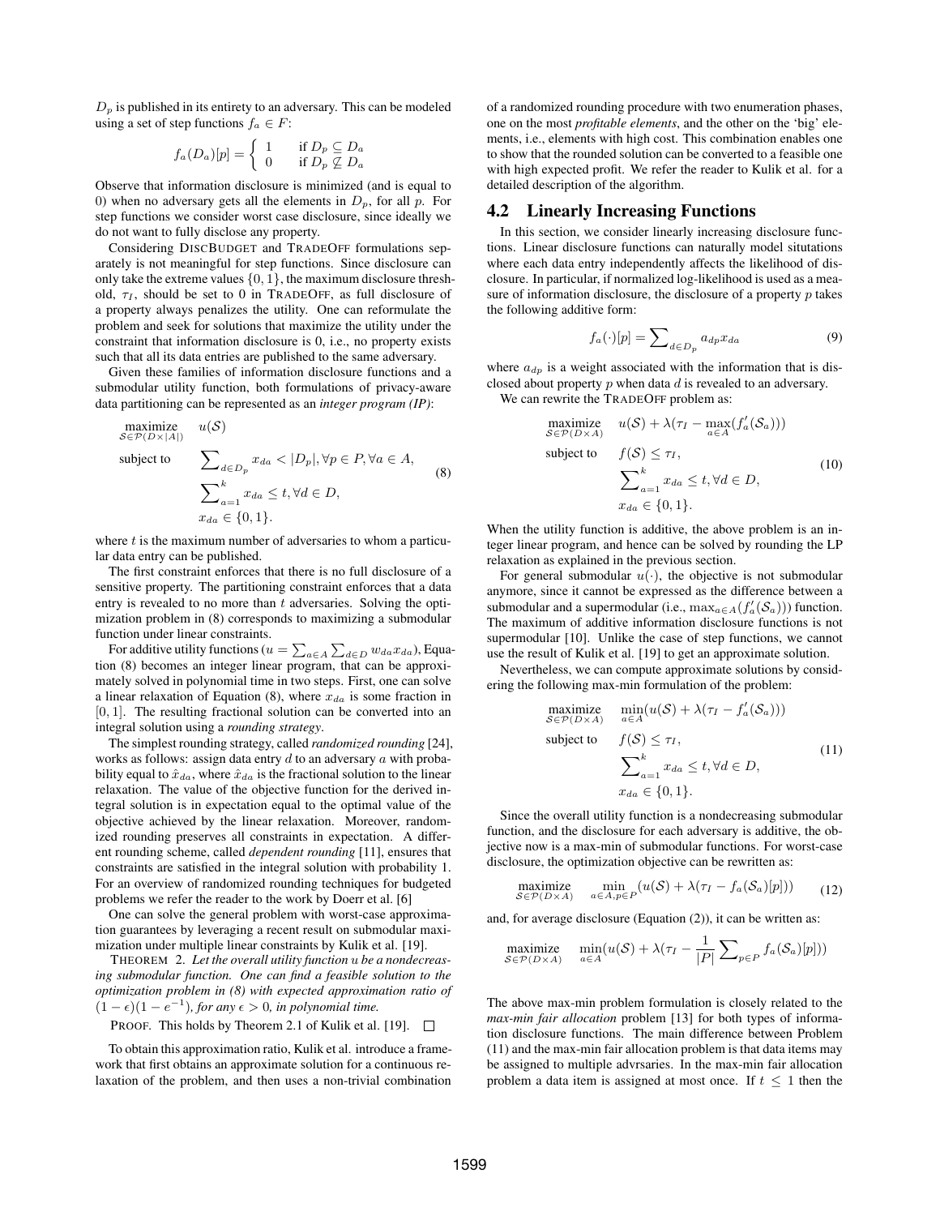$D_p$ is published in its entirety to an adversary. This can be modeled using a set of step functions $f_a \in F$:

$$f_a(D_a)[p] = \begin{cases} 1 & \text{if } D_p \subseteq D_a \\ 0 & \text{if } D_p \not\subseteq D_a \end{cases}$$

Observe that information disclosure is minimized (and is equal to 0) when no adversary gets all the elements in $D_p$, for all $p$. For step functions we consider worst case disclosure, since ideally we do not want to fully disclose any property.

Considering DISCBUDGET and TRADEOFF formulations separately is not meaningful for step functions. Since disclosure can only take the extreme values $\{0, 1\}$, the maximum disclosure threshold, $\tau_I$, should be set to 0 in TRADEOFF, as full disclosure of a property always penalizes the utility. One can reformulate the problem and seek for solutions that maximize the utility under the constraint that information disclosure is 0, i.e., no property exists such that all its data entries are published to the same adversary.

Given these families of information disclosure functions and a submodular utility function, both formulations of privacy-aware data partitioning can be represented as an *integer program (IP)*:

$$\begin{aligned} \underset{\mathcal{S}\in\mathcal{P}(D\times|A|)}{\text{maximize}} \quad & u(\mathcal{S}) \\ \text{subject to} \quad & \sum_{d\in D_p} x_{da} < |D_p|, \forall p \in P, \forall a \in A, \\ & \sum_{a=1}^{k} x_{da} \le t, \forall d \in D, \\ & x_{da} \in \{0, 1\}. \end{aligned} \tag{8}$$

where $t$ is the maximum number of adversaries to whom a particular data entry can be published.

The first constraint enforces that there is no full disclosure of a sensitive property. The partitioning constraint enforces that a data entry is revealed to no more than $t$ adversaries. Solving the optimization problem in (8) corresponds to maximizing a submodular function under linear constraints.

For additive utility functions ($u = \sum_{a\in A}\sum_{d\in D} w_{da}x_{da}$), Equation (8) becomes an integer linear program, that can be approximately solved in polynomial time in two steps. First, one can solve a linear relaxation of Equation (8), where $x_{da}$ is some fraction in $[0, 1]$. The resulting fractional solution can be converted into an integral solution using a *rounding strategy*.

The simplest rounding strategy, called *randomized rounding* [24], works as follows: assign data entry $d$ to an adversary $a$ with probability equal to $\hat{x}_{da}$, where $\hat{x}_{da}$ is the fractional solution to the linear relaxation. The value of the objective function for the derived integral solution is in expectation equal to the optimal value of the objective achieved by the linear relaxation. Moreover, randomized rounding preserves all constraints in expectation. A different rounding scheme, called *dependent rounding* [11], ensures that constraints are satisfied in the integral solution with probability 1. For an overview of randomized rounding techniques for budgeted problems we refer the reader to the work by Doerr et al. [6]

One can solve the general problem with worst-case approximation guarantees by leveraging a recent result on submodular maximization under multiple linear constraints by Kulik et al. [19].

THEOREM 2. *Let the overall utility function $u$ be a nondecreasing submodular function. One can find a feasible solution to the optimization problem in (8) with expected approximation ratio of $(1-\epsilon)(1-e^{-1})$, for any $\epsilon > 0$, in polynomial time.*

PROOF. This holds by Theorem 2.1 of Kulik et al. [19]. □

To obtain this approximation ratio, Kulik et al. introduce a framework that first obtains an approximate solution for a continuous relaxation of the problem, and then uses a non-trivial combination of a randomized rounding procedure with two enumeration phases, one on the most *profitable elements*, and the other on the 'big' elements, i.e., elements with high cost. This combination enables one to show that the rounded solution can be converted to a feasible one with high expected profit. We refer the reader to Kulik et al. for a detailed description of the algorithm.

## 4.2 Linearly Increasing Functions

In this section, we consider linearly increasing disclosure functions. Linear disclosure functions can naturally model situtations where each data entry independently affects the likelihood of disclosure. In particular, if normalized log-likelihood is used as a measure of information disclosure, the disclosure of a property $p$ takes the following additive form:

$$f_a(\cdot)[p] = \sum_{d\in D_p} a_{dp}x_{da} \tag{9}$$

where $a_{dp}$ is a weight associated with the information that is disclosed about property $p$ when data $d$ is revealed to an adversary.

We can rewrite the TRADEOFF problem as:

$$\begin{aligned} \underset{\mathcal{S}\in\mathcal{P}(D\times A)}{\text{maximize}} \quad & u(\mathcal{S}) + \lambda(\tau_I - \max_{a\in A}(f'_a(\mathcal{S}_a))) \\ \text{subject to} \quad & f(\mathcal{S}) \le \tau_I, \\ & \sum_{a=1}^{k} x_{da} \le t, \forall d \in D, \\ & x_{da} \in \{0, 1\}. \end{aligned} \tag{10}$$

When the utility function is additive, the above problem is an integer linear program, and hence can be solved by rounding the LP relaxation as explained in the previous section.

For general submodular $u(\cdot)$, the objective is not submodular anymore, since it cannot be expressed as the difference between a submodular and a supermodular (i.e., $\max_{a\in A}(f'_a(\mathcal{S}_a))$) function. The maximum of additive information disclosure functions is not supermodular [10]. Unlike the case of step functions, we cannot use the result of Kulik et al. [19] to get an approximate solution.

Nevertheless, we can compute approximate solutions by considering the following max-min formulation of the problem:

$$\begin{aligned} \underset{\mathcal{S}\in\mathcal{P}(D\times A)}{\text{maximize}} \quad & \min_{a\in A}(u(\mathcal{S}) + \lambda(\tau_I - f'_a(\mathcal{S}_a))) \\ \text{subject to} \quad & f(\mathcal{S}) \le \tau_I, \\ & \sum_{a=1}^{k} x_{da} \le t, \forall d \in D, \\ & x_{da} \in \{0, 1\}. \end{aligned} \tag{11}$$

Since the overall utility function is a nondecreasing submodular function, and the disclosure for each adversary is additive, the objective now is a max-min of submodular functions. For worst-case disclosure, the optimization objective can be rewritten as:

$$\underset{\mathcal{S}\in\mathcal{P}(D\times A)}{\text{maximize}} \quad \min_{a\in A, p\in P}(u(\mathcal{S}) + \lambda(\tau_I - f_a(\mathcal{S}_a)[p])) \tag{12}$$

and, for average disclosure (Equation (2)), it can be written as:

$$\underset{\mathcal{S}\in\mathcal{P}(D\times A)}{\text{maximize}} \quad \min_{a\in A}(u(\mathcal{S}) + \lambda(\tau_I - \frac{1}{|P|}\sum_{p\in P} f_a(\mathcal{S}_a)[p]))$$

The above max-min problem formulation is closely related to the *max-min fair allocation* problem [13] for both types of information disclosure functions. The main difference between Problem (11) and the max-min fair allocation problem is that data items may be assigned to multiple advrsaries. In the max-min fair allocation problem a data item is assigned at most once. If $t \le 1$ then the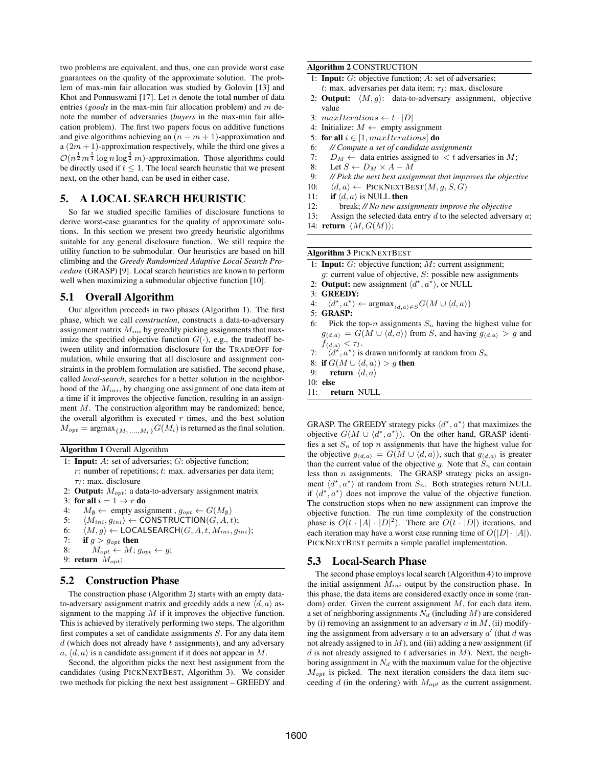two problems are equivalent, and thus, one can provide worst case guarantees on the quality of the approximate solution. The problem of max-min fair allocation was studied by Golovin [13] and Khot and Ponnuswami [17]. Let $n$ denote the total number of data entries (*goods* in the max-min fair allocation problem) and $m$ denote the number of adversaries (*buyers* in the max-min fair allocation problem). The first two papers focus on additive functions and give algorithms achieving an $(n - m + 1)$-approximation and a $(2m + 1)$-approximation respectively, while the third one gives a $\mathcal{O}(n^{\frac{1}{2}} m^{\frac{1}{4}} \log n \log^{\frac{3}{2}} m)$-approximation. Those algorithms could be directly used if $t \leq 1$. The local search heuristic that we present next, on the other hand, can be used in either case.

## 5. A LOCAL SEARCH HEURISTIC

So far we studied specific families of disclosure functions to derive worst-case guaranties for the quality of approximate solutions. In this section we present two greedy heuristic algorithms suitable for any general disclosure function. We still require the utility function to be submodular. Our heuristics are based on hill climbing and the *Greedy Randomized Adaptive Local Search Procedure* (GRASP) [9]. Local search heuristics are known to perform well when maximizing a submodular objective function [10].

### 5.1 Overall Algorithm

Our algorithm proceeds in two phases (Algorithm 1). The first phase, which we call *construction*, constructs a data-to-adversary assignment matrix $M_{ini}$ by greedily picking assignments that maximize the specified objective function $G(\cdot)$, e.g., the tradeoff between utility and information disclosure for the TRADEOFF formulation, while ensuring that all disclosure and assignment constraints in the problem formulation are satisfied. The second phase, called *local-search*, searches for a better solution in the neighborhood of the $M_{ini}$, by changing one assignment of one data item at a time if it improves the objective function, resulting in an assignment $M$. The construction algorithm may be randomized; hence, the overall algorithm is executed $r$ times, and the best solution $M_{opt} = \text{argmax}_{\{M_1,\ldots,M_r\}} G(M_i)$ is returned as the final solution.

**Algorithm 1** Overall Algorithm

```
1: Input: A: set of adversaries; G: objective function;
   r: number of repetitions; t: max. adversaries per data item;
   τ_I: max. disclosure
2: Output: M_opt: a data-to-adversary assignment matrix
3: for all i = 1 → r do
4:    M_∅ ← empty assignment , g_opt ← G(M_∅)
5:    ⟨M_ini, g_ini⟩ ← CONSTRUCTION(G, A, t);
6:    ⟨M, g⟩ ← LOCALSEARCH(G, A, t, M_ini, g_ini);
7:    if g > g_opt then
8:       M_opt ← M; g_opt ← g;
9: return M_opt;
```

### 5.2 Construction Phase

The construction phase (Algorithm 2) starts with an empty data-to-adversary assignment matrix and greedily adds a new $\langle d, a \rangle$ assignment to the mapping $M$ if it improves the objective function. This is achieved by iteratively performing two steps. The algorithm first computes a set of candidate assignments $S$. For any data item $d$ (which does not already have $t$ assignments), and any adversary $a$, $\langle d, a \rangle$ is a candidate assignment if it does not appear in $M$.

Second, the algorithm picks the next best assignment from the candidates (using PICKNEXTBEST, Algorithm 3). We consider two methods for picking the next best assignment – GREEDY and GRASP. The GREEDY strategy picks $\langle d^\star, a^\star \rangle$ that maximizes the objective $G(M \cup \langle d^\star, a^\star \rangle)$. On the other hand, GRASP identifies a set $S_n$ of top $n$ assignments that have the highest value for the objective $g_{\langle d,a \rangle} = G(M \cup \langle d, a \rangle)$, such that $g_{\langle d,a \rangle}$ is greater than the current value of the objective $g$. Note that $S_n$ can contain less than $n$ assignments. The GRASP strategy picks an assignment $\langle d^\star, a^\star \rangle$ at random from $S_n$. Both strategies return NULL if $\langle d^\star, a^\star \rangle$ does not improve the value of the objective function. The construction stops when no new assignment can improve the objective function. The run time complexity of the construction phase is $O(t \cdot |A| \cdot |D|^2)$. There are $O(t \cdot |D|)$ iterations, and each iteration may have a worst case running time of $O(|D| \cdot |A|)$. PICKNEXTBEST permits a simple parallel implementation.

**Algorithm 2** CONSTRUCTION

```
1: Input: G: objective function; A: set of adversaries;
   t: max. adversaries per data item; τ_I: max. disclosure
2: Output: ⟨M, g⟩: data-to-adversary assignment, objective
   value
3: maxIterations ← t · |D|
4: Initialize: M ← empty assignment
5: for all i ∈ [1, maxIterations] do
6:    // Compute a set of candidate assignments
7:    D_M ← data entries assigned to < t adversaries in M;
8:    Let S ← D_M × A − M
9:    // Pick the next best assignment that improves the objective
10:   ⟨d, a⟩ ← PICKNEXTBEST(M, g, S, G)
11:   if ⟨d, a⟩ is NULL then
12:      break; // No new assignments improve the objective
13:   Assign the selected data entry d to the selected adversary a;
14: return ⟨M, G(M)⟩;
```

**Algorithm 3** PICKNEXTBEST

```
1: Input: G: objective function; M: current assignment;
   g: current value of objective, S: possible new assignments
2: Output: new assignment ⟨d*, a*⟩, or NULL
3: GREEDY:
4:    ⟨d*, a*⟩ ← argmax_{⟨d,a⟩∈S} G(M ∪ ⟨d, a⟩)
5: GRASP:
6:    Pick the top-n assignments S_n having the highest value for
      g_⟨d,a⟩ = G(M ∪ ⟨d, a⟩) from S, and having g_⟨d,a⟩ > g and
      f_⟨d,a⟩ < τ_I.
7:    ⟨d*, a*⟩ is drawn uniformly at random from S_n
8: if G(M ∪ ⟨d, a⟩) > g then
9:    return ⟨d, a⟩
10: else
11:   return NULL
```

### 5.3 Local-Search Phase

The second phase employs local search (Algorithm 4) to improve the initial assignment $M_{ini}$ output by the construction phase. In this phase, the data items are considered exactly once in some (random) order. Given the current assignment $M$, for each data item, a set of neighboring assignments $N_d$ (including $M$) are considered by (i) removing an assignment to an adversary $a$ in $M$, (ii) modifying the assignment from adversary $a$ to an adversary $a'$ (that $d$ was not already assigned to in $M$), and (iii) adding a new assignment (if $d$ is not already assigned to $t$ adversaries in $M$). Next, the neighboring assignment in $N_d$ with the maximum value for the objective $M_{opt}$ is picked. The next iteration considers the data item succeeding $d$ (in the ordering) with $M_{opt}$ as the current assignment.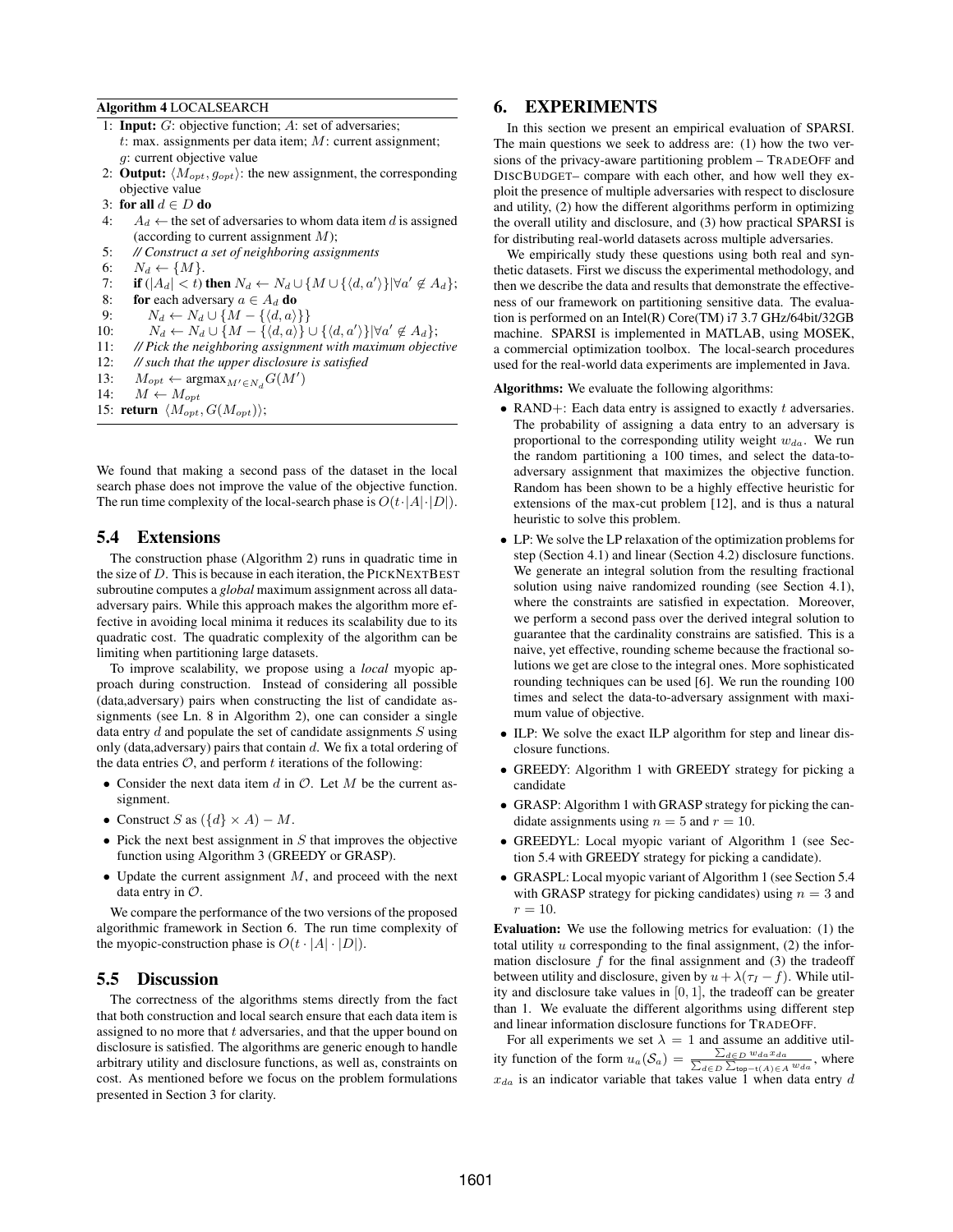**Algorithm 4** LOCALSEARCH

1: **Input:** $G$: objective function; $A$: set of adversaries; $t$: max. assignments per data item; $M$: current assignment; $g$: current objective value
2: **Output:** $\langle M_{opt}, g_{opt}\rangle$: the new assignment, the corresponding objective value
3: **for all** $d \in D$ **do**
4: $\quad A_d \leftarrow$ the set of adversaries to whom data item $d$ is assigned (according to current assignment $M$);
5: $\quad$ *// Construct a set of neighboring assignments*
6: $\quad N_d \leftarrow \{M\}$.
7: $\quad$ **if** $(|A_d| < t)$ **then** $N_d \leftarrow N_d \cup \{M \cup \{\langle d, a'\rangle\} | \forall a' \notin A_d\}$;
8: $\quad$ **for** each adversary $a \in A_d$ **do**
9: $\quad\quad N_d \leftarrow N_d \cup \{M - \{\langle d, a\rangle\}\}$
10: $\quad\quad N_d \leftarrow N_d \cup \{M - \{\langle d, a\rangle\} \cup \{\langle d, a'\rangle\} | \forall a' \notin A_d\}$;
11: $\quad$ *// Pick the neighboring assignment with maximum objective*
12: $\quad$ *// such that the upper disclosure is satisfied*
13: $\quad M_{opt} \leftarrow \text{argmax}_{M' \in N_d} G(M')$
14: $\quad M \leftarrow M_{opt}$
15: **return** $\langle M_{opt}, G(M_{opt})\rangle$;

We found that making a second pass of the dataset in the local search phase does not improve the value of the objective function. The run time complexity of the local-search phase is $O(t \cdot |A| \cdot |D|)$.

## 5.4 Extensions

The construction phase (Algorithm 2) runs in quadratic time in the size of $D$. This is because in each iteration, the PICKNEXTBEST subroutine computes a *global* maximum assignment across all data-adversary pairs. While this approach makes the algorithm more effective in avoiding local minima it reduces its scalability due to its quadratic cost. The quadratic complexity of the algorithm can be limiting when partitioning large datasets.

To improve scalability, we propose using a *local* myopic approach during construction. Instead of considering all possible (data,adversary) pairs when constructing the list of candidate assignments (see Ln. 8 in Algorithm 2), one can consider a single data entry $d$ and populate the set of candidate assignments $S$ using only (data,adversary) pairs that contain $d$. We fix a total ordering of the data entries $\mathcal{O}$, and perform $t$ iterations of the following:

- Consider the next data item $d$ in $\mathcal{O}$. Let $M$ be the current assignment.
- Construct $S$ as $(\{d\} \times A) - M$.
- Pick the next best assignment in $S$ that improves the objective function using Algorithm 3 (GREEDY or GRASP).
- Update the current assignment $M$, and proceed with the next data entry in $\mathcal{O}$.

We compare the performance of the two versions of the proposed algorithmic framework in Section 6. The run time complexity of the myopic-construction phase is $O(t \cdot |A| \cdot |D|)$.

## 5.5 Discussion

The correctness of the algorithms stems directly from the fact that both construction and local search ensure that each data item is assigned to no more that $t$ adversaries, and that the upper bound on disclosure is satisfied. The algorithms are generic enough to handle arbitrary utility and disclosure functions, as well as, constraints on cost. As mentioned before we focus on the problem formulations presented in Section 3 for clarity.

# 6. EXPERIMENTS

In this section we present an empirical evaluation of SPARSI. The main questions we seek to address are: (1) how the two versions of the privacy-aware partitioning problem – TRADEOFF and DISCBUDGET– compare with each other, and how well they exploit the presence of multiple adversaries with respect to disclosure and utility, (2) how the different algorithms perform in optimizing the overall utility and disclosure, and (3) how practical SPARSI is for distributing real-world datasets across multiple adversaries.

We empirically study these questions using both real and synthetic datasets. First we discuss the experimental methodology, and then we describe the data and results that demonstrate the effectiveness of our framework on partitioning sensitive data. The evaluation is performed on an Intel(R) Core(TM) i7 3.7 GHz/64bit/32GB machine. SPARSI is implemented in MATLAB, using MOSEK, a commercial optimization toolbox. The local-search procedures used for the real-world data experiments are implemented in Java.

**Algorithms:** We evaluate the following algorithms:

- RAND+: Each data entry is assigned to exactly $t$ adversaries. The probability of assigning a data entry to an adversary is proportional to the corresponding utility weight $w_{da}$. We run the random partitioning a 100 times, and select the data-to-adversary assignment that maximizes the objective function. Random has been shown to be a highly effective heuristic for extensions of the max-cut problem [12], and is thus a natural heuristic to solve this problem.
- LP: We solve the LP relaxation of the optimization problems for step (Section 4.1) and linear (Section 4.2) disclosure functions. We generate an integral solution from the resulting fractional solution using naive randomized rounding (see Section 4.1), where the constraints are satisfied in expectation. Moreover, we perform a second pass over the derived integral solution to guarantee that the cardinality constrains are satisfied. This is a naive, yet effective, rounding scheme because the fractional solutions we get are close to the integral ones. More sophisticated rounding techniques can be used [6]. We run the rounding 100 times and select the data-to-adversary assignment with maximum value of objective.
- ILP: We solve the exact ILP algorithm for step and linear disclosure functions.
- GREEDY: Algorithm 1 with GREEDY strategy for picking a candidate
- GRASP: Algorithm 1 with GRASP strategy for picking the candidate assignments using $n = 5$ and $r = 10$.
- GREEDYL: Local myopic variant of Algorithm 1 (see Section 5.4 with GREEDY strategy for picking a candidate).
- GRASPL: Local myopic variant of Algorithm 1 (see Section 5.4 with GRASP strategy for picking candidates) using $n = 3$ and $r = 10$.

**Evaluation:** We use the following metrics for evaluation: (1) the total utility $u$ corresponding to the final assignment, (2) the information disclosure $f$ for the final assignment and (3) the tradeoff between utility and disclosure, given by $u + \lambda(\tau_I - f)$. While utility and disclosure take values in $[0, 1]$, the tradeoff can be greater than 1. We evaluate the different algorithms using different step and linear information disclosure functions for TRADEOFF.

For all experiments we set $\lambda = 1$ and assume an additive utility function of the form $u_a(\mathcal{S}_a) = \frac{\sum_{d \in D} w_{da} x_{da}}{\sum_{d \in D} \sum_{\text{top}-t(A) \in A} w_{da}}$, where $x_{da}$ is an indicator variable that takes value 1 when data entry $d$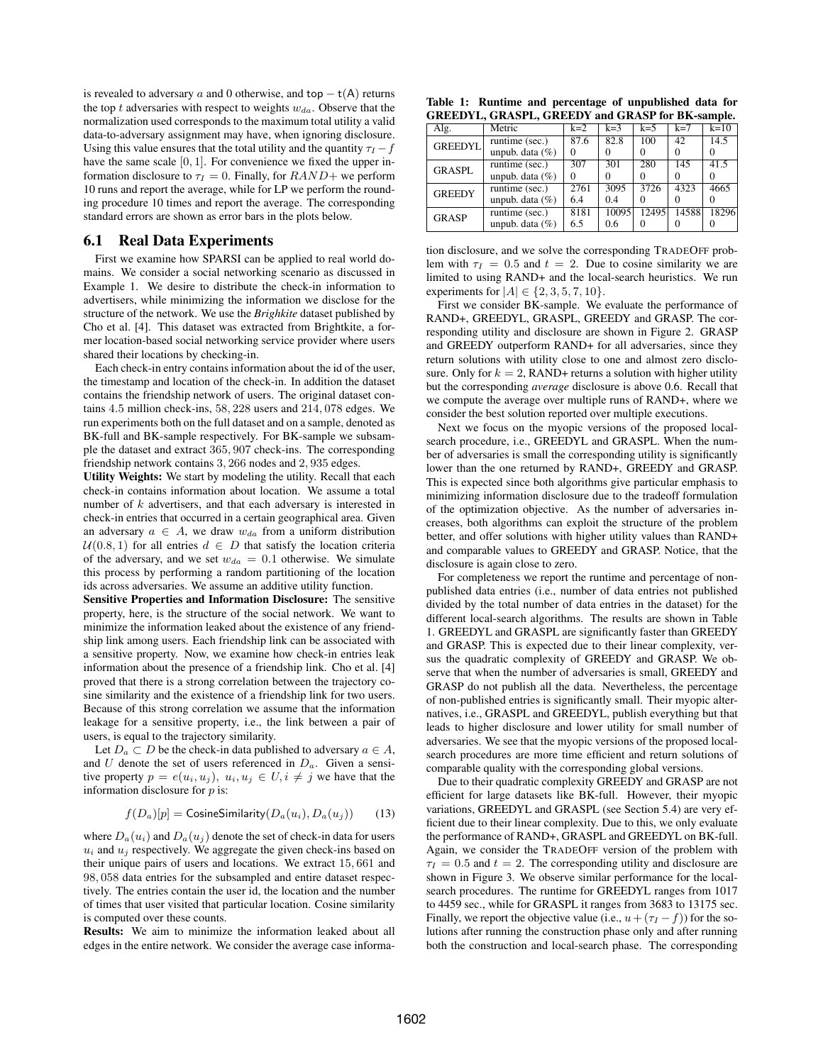is revealed to adversary $a$ and 0 otherwise, and $\mathsf{top}-\mathsf{t}(\mathsf{A})$ returns the top $t$ adversaries with respect to weights $w_{da}$. Observe that the normalization used corresponds to the maximum total utility a valid data-to-adversary assignment may have, when ignoring disclosure. Using this value ensures that the total utility and the quantity $\tau_I - f$ have the same scale $[0, 1]$. For convenience we fixed the upper information disclosure to $\tau_I = 0$. Finally, for $RAND+$ we perform 10 runs and report the average, while for LP we perform the rounding procedure 10 times and report the average. The corresponding standard errors are shown as error bars in the plots below.

## 6.1 Real Data Experiments

First we examine how SPARSI can be applied to real world domains. We consider a social networking scenario as discussed in Example 1. We desire to distribute the check-in information to advertisers, while minimizing the information we disclose for the structure of the network. We use the *Brighkite* dataset published by Cho et al. [4]. This dataset was extracted from Brightkite, a former location-based social networking service provider where users shared their locations by checking-in.

Each check-in entry contains information about the id of the user, the timestamp and location of the check-in. In addition the dataset contains the friendship network of users. The original dataset contains 4.5 million check-ins, 58,228 users and 214,078 edges. We run experiments both on the full dataset and on a sample, denoted as BK-full and BK-sample respectively. For BK-sample we subsample the dataset and extract 365,907 check-ins. The corresponding friendship network contains 3,266 nodes and 2,935 edges.

**Utility Weights:** We start by modeling the utility. Recall that each check-in contains information about location. We assume a total number of $k$ advertisers, and that each adversary is interested in check-in entries that occurred in a certain geographical area. Given an adversary $a \in A$, we draw $w_{da}$ from a uniform distribution $\mathcal{U}(0.8, 1)$ for all entries $d \in D$ that satisfy the location criteria of the adversary, and we set $w_{da} = 0.1$ otherwise. We simulate this process by performing a random partitioning of the location ids across adversaries. We assume an additive utility function.

**Sensitive Properties and Information Disclosure:** The sensitive property, here, is the structure of the social network. We want to minimize the information leaked about the existence of any friendship link among users. Each friendship link can be associated with a sensitive property. Now, we examine how check-in entries leak information about the presence of a friendship link. Cho et al. [4] proved that there is a strong correlation between the trajectory cosine similarity and the existence of a friendship link for two users. Because of this strong correlation we assume that the information leakage for a sensitive property, i.e., the link between a pair of users, is equal to the trajectory similarity.

Let $D_a \subset D$ be the check-in data published to adversary $a \in A$, and $U$ denote the set of users referenced in $D_a$. Given a sensitive property $p = e(u_i, u_j),\ u_i, u_j \in U, i \neq j$ we have that the information disclosure for $p$ is:

$$f(D_a)[p] = \mathsf{CosineSimilarity}(D_a(u_i), D_a(u_j)) \qquad (13)$$

where $D_a(u_i)$ and $D_a(u_j)$ denote the set of check-in data for users $u_i$ and $u_j$ respectively. We aggregate the given check-ins based on their unique pairs of users and locations. We extract 15,661 and 98,058 data entries for the subsampled and entire dataset respectively. The entries contain the user id, the location and the number of times that user visited that particular location. Cosine similarity is computed over these counts.

**Results:** We aim to minimize the information leaked about all edges in the entire network. We consider the average case information disclosure, and we solve the corresponding TRADEOFF problem with $\tau_I = 0.5$ and $t = 2$. Due to cosine similarity we are limited to using RAND+ and the local-search heuristics. We run experiments for $|A| \in \{2, 3, 5, 7, 10\}$.

**Table 1: Runtime and percentage of unpublished data for GREEDYL, GRASPL, GREEDY and GRASP for BK-sample.**

| Alg. | Metric | k=2 | k=3 | k=5 | k=7 | k=10 |
|---|---|---|---|---|---|---|
| GREEDYL | runtime (sec.) | 87.6 | 82.8 | 100 | 42 | 14.5 |
| | unpub. data (%) | 0 | 0 | 0 | 0 | 0 |
| GRASPL | runtime (sec.) | 307 | 301 | 280 | 145 | 41.5 |
| | unpub. data (%) | 0 | 0 | 0 | 0 | 0 |
| GREEDY | runtime (sec.) | 2761 | 3095 | 3726 | 4323 | 4665 |
| | unpub. data (%) | 6.4 | 0.4 | 0 | 0 | 0 |
| GRASP | runtime (sec.) | 8181 | 10095 | 12495 | 14588 | 18296 |
| | unpub. data (%) | 6.5 | 0.6 | 0 | 0 | 0 |

First we consider BK-sample. We evaluate the performance of RAND+, GREEDYL, GRASPL, GREEDY and GRASP. The corresponding utility and disclosure are shown in Figure 2. GRASP and GREEDY outperform RAND+ for all adversaries, since they return solutions with utility close to one and almost zero disclosure. Only for $k = 2$, RAND+ returns a solution with higher utility but the corresponding *average* disclosure is above 0.6. Recall that we compute the average over multiple runs of RAND+, where we consider the best solution reported over multiple executions.

Next we focus on the myopic versions of the proposed local-search procedure, i.e., GREEDYL and GRASPL. When the number of adversaries is small the corresponding utility is significantly lower than the one returned by RAND+, GREEDY and GRASP. This is expected since both algorithms give particular emphasis to minimizing information disclosure due to the tradeoff formulation of the optimization objective. As the number of adversaries increases, both algorithms can exploit the structure of the problem better, and offer solutions with higher utility values than RAND+ and comparable values to GREEDY and GRASP. Notice, that the disclosure is again close to zero.

For completeness we report the runtime and percentage of non-published data entries (i.e., number of data entries not published divided by the total number of data entries in the dataset) for the different local-search algorithms. The results are shown in Table 1. GREEDYL and GRASPL are significantly faster than GREEDY and GRASP. This is expected due to their linear complexity, versus the quadratic complexity of GREEDY and GRASP. We observe that when the number of adversaries is small, GREEDY and GRASP do not publish all the data. Nevertheless, the percentage of non-published entries is significantly small. Their myopic alternatives, i.e., GRASPL and GREEDYL, publish everything but that leads to higher disclosure and lower utility for small number of adversaries. We see that the myopic versions of the proposed local-search procedures are more time efficient and return solutions of comparable quality with the corresponding global versions.

Due to their quadratic complexity GREEDY and GRASP are not efficient for large datasets like BK-full. However, their myopic variations, GREEDYL and GRASPL (see Section 5.4) are very efficient due to their linear complexity. Due to this, we only evaluate the performance of RAND+, GRASPL and GREEDYL on BK-full. Again, we consider the TRADEOFF version of the problem with $\tau_I = 0.5$ and $t = 2$. The corresponding utility and disclosure are shown in Figure 3. We observe similar performance for the local-search procedures. The runtime for GREEDYL ranges from 1017 to 4459 sec., while for GRASPL it ranges from 3683 to 13175 sec. Finally, we report the objective value (i.e., $u + (\tau_I - f)$) for the solutions after running the construction phase only and after running both the construction and local-search phase. The corresponding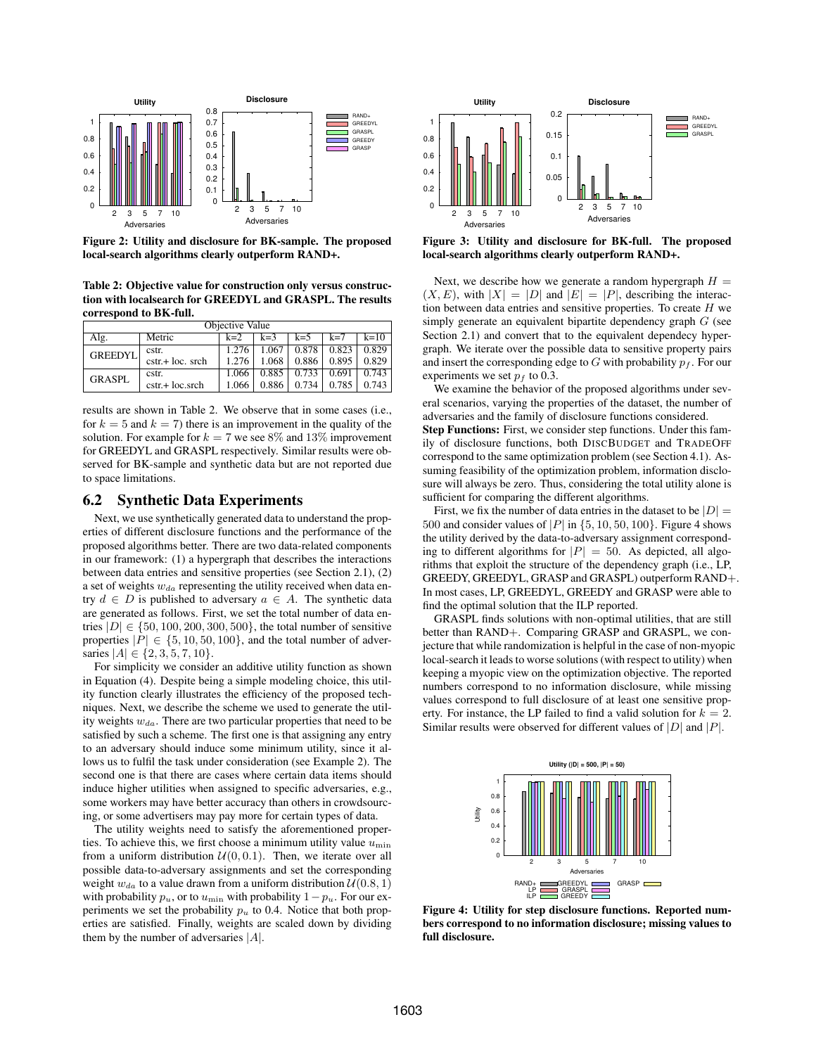Figure 2: Utility and disclosure for BK-sample. The proposed local-search algorithms clearly outperform RAND+.

Table 2: Objective value for construction only versus construction with localsearch for GREEDYL and GRASPL. The results correspond to BK-full.

| Objective Value | | | | | | |
|---|---|---|---|---|---|---|
| Alg. | Metric | k=2 | k=3 | k=5 | k=7 | k=10 |
| GREEDYL | cstr. | 1.276 | 1.067 | 0.878 | 0.823 | 0.829 |
| | cstr.+ loc. srch | 1.276 | 1.068 | 0.886 | 0.895 | 0.829 |
| GRASPL | cstr. | 1.066 | 0.885 | 0.733 | 0.691 | 0.743 |
| | cstr.+ loc.srch | 1.066 | 0.886 | 0.734 | 0.785 | 0.743 |

results are shown in Table 2. We observe that in some cases (i.e., for $k = 5$ and $k = 7$) there is an improvement in the quality of the solution. For example for $k = 7$ we see $8\%$ and $13\%$ improvement for GREEDYL and GRASPL respectively. Similar results were observed for BK-sample and synthetic data but are not reported due to space limitations.

## 6.2 Synthetic Data Experiments

Next, we use synthetically generated data to understand the properties of different disclosure functions and the performance of the proposed algorithms better. There are two data-related components in our framework: (1) a hypergraph that describes the interactions between data entries and sensitive properties (see Section 2.1), (2) a set of weights $w_{da}$ representing the utility received when data entry $d \in D$ is published to adversary $a \in A$. The synthetic data are generated as follows. First, we set the total number of data entries $|D| \in \{50, 100, 200, 300, 500\}$, the total number of sensitive properties $|P| \in \{5, 10, 50, 100\}$, and the total number of adversaries $|A| \in \{2, 3, 5, 7, 10\}$.

For simplicity we consider an additive utility function as shown in Equation (4). Despite being a simple modeling choice, this utility function clearly illustrates the efficiency of the proposed techniques. Next, we describe the scheme we used to generate the utility weights $w_{da}$. There are two particular properties that need to be satisfied by such a scheme. The first one is that assigning any entry to an adversary should induce some minimum utility, since it allows us to fulfil the task under consideration (see Example 2). The second one is that there are cases where certain data items should induce higher utilities when assigned to specific adversaries, e.g., some workers may have better accuracy than others in crowdsourcing, or some advertisers may pay more for certain types of data.

The utility weights need to satisfy the aforementioned properties. To achieve this, we first choose a minimum utility value $u_{\min}$ from a uniform distribution $\mathcal{U}(0, 0.1)$. Then, we iterate over all possible data-to-adversary assignments and set the corresponding weight $w_{da}$ to a value drawn from a uniform distribution $\mathcal{U}(0.8, 1)$ with probability $p_u$, or to $u_{\min}$ with probability $1 - p_u$. For our experiments we set the probability $p_u$ to 0.4. Notice that both properties are satisfied. Finally, weights are scaled down by dividing them by the number of adversaries $|A|$.

Figure 3: Utility and disclosure for BK-full. The proposed local-search algorithms clearly outperform RAND+.

Next, we describe how we generate a random hypergraph $H = (X, E)$, with $|X| = |D|$ and $|E| = |P|$, describing the interaction between data entries and sensitive properties. To create $H$ we simply generate an equivalent bipartite dependency graph $G$ (see Section 2.1) and convert that to the equivalent dependecy hypergraph. We iterate over the possible data to sensitive property pairs and insert the corresponding edge to $G$ with probability $p_f$. For our experiments we set $p_f$ to 0.3.

We examine the behavior of the proposed algorithms under several scenarios, varying the properties of the dataset, the number of adversaries and the family of disclosure functions considered.

**Step Functions:** First, we consider step functions. Under this family of disclosure functions, both DISCBUDGET and TRADEOFF correspond to the same optimization problem (see Section 4.1). Assuming feasibility of the optimization problem, information disclosure will always be zero. Thus, considering the total utility alone is sufficient for comparing the different algorithms.

First, we fix the number of data entries in the dataset to be $|D| = 500$ and consider values of $|P|$ in $\{5, 10, 50, 100\}$. Figure 4 shows the utility derived by the data-to-adversary assignment corresponding to different algorithms for $|P| = 50$. As depicted, all algorithms that exploit the structure of the dependency graph (i.e., LP, GREEDY, GREEDYL, GRASP and GRASPL) outperform RAND+. In most cases, LP, GREEDYL, GREEDY and GRASP were able to find the optimal solution that the ILP reported.

GRASPL finds solutions with non-optimal utilities, that are still better than RAND+. Comparing GRASP and GRASPL, we conjecture that while randomization is helpful in the case of non-myopic local-search it leads to worse solutions (with respect to utility) when keeping a myopic view on the optimization objective. The reported numbers correspond to no information disclosure, while missing values correspond to full disclosure of at least one sensitive property. For instance, the LP failed to find a valid solution for $k = 2$. Similar results were observed for different values of $|D|$ and $|P|$.

Figure 4: Utility for step disclosure functions. Reported numbers correspond to no information disclosure; missing values to full disclosure.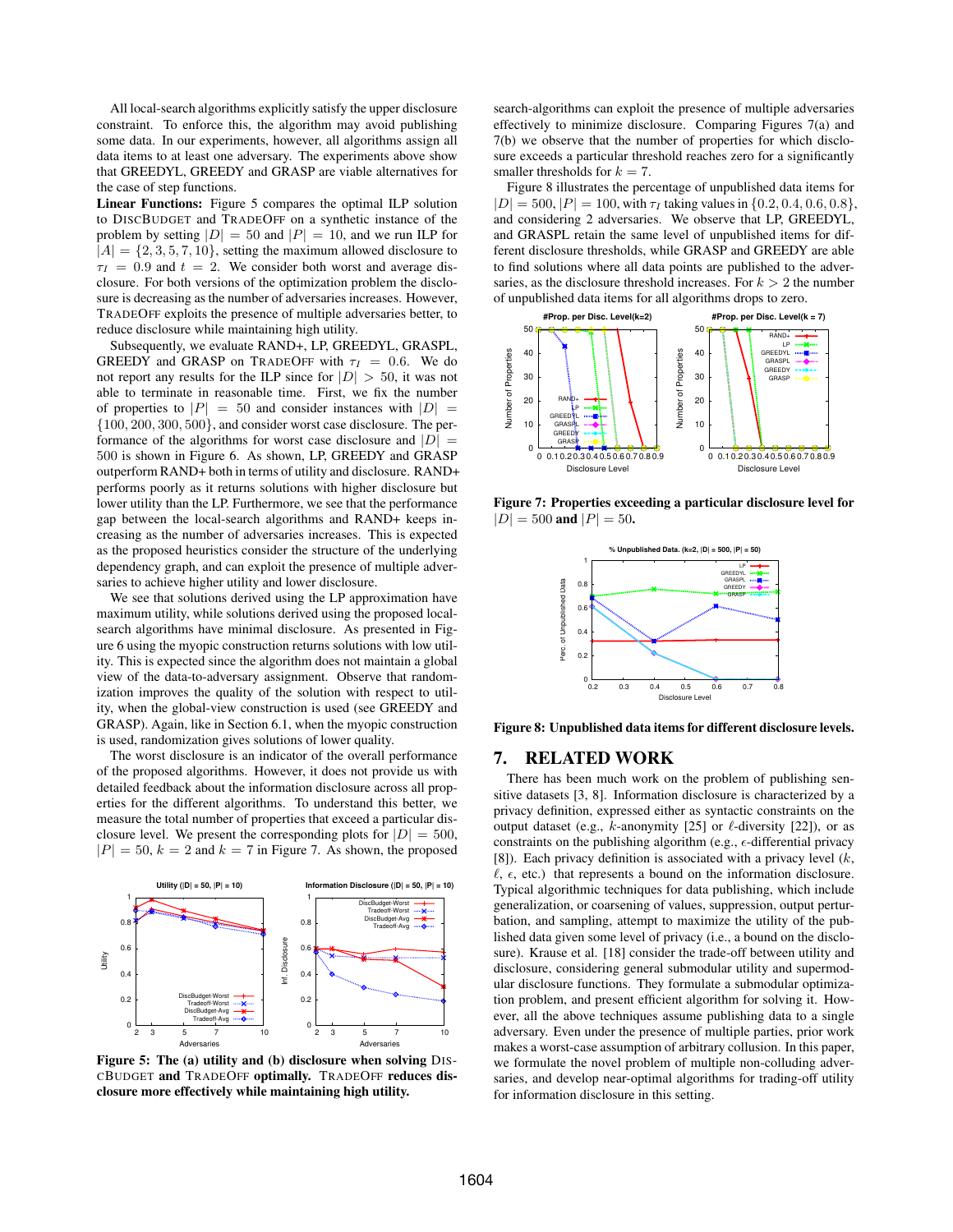All local-search algorithms explicitly satisfy the upper disclosure constraint. To enforce this, the algorithm may avoid publishing some data. In our experiments, however, all algorithms assign all data items to at least one adversary. The experiments above show that GREEDYL, GREEDY and GRASP are viable alternatives for the case of step functions.

**Linear Functions:** Figure 5 compares the optimal ILP solution to DISCBUDGET and TRADEOFF on a synthetic instance of the problem by setting $|D| = 50$ and $|P| = 10$, and we run ILP for $|A| = \{2, 3, 5, 7, 10\}$, setting the maximum allowed disclosure to $\tau_I = 0.9$ and $t = 2$. We consider both worst and average disclosure. For both versions of the optimization problem the disclosure is decreasing as the number of adversaries increases. However, TRADEOFF exploits the presence of multiple adversaries better, to reduce disclosure while maintaining high utility.

Subsequently, we evaluate RAND+, LP, GREEDYL, GRASPL, GREEDY and GRASP on TRADEOFF with $\tau_I = 0.6$. We do not report any results for the ILP since for $|D| > 50$, it was not able to terminate in reasonable time. First, we fix the number of properties to $|P| = 50$ and consider instances with $|D| = \{100, 200, 300, 500\}$, and consider worst case disclosure. The performance of the algorithms for worst case disclosure and $|D| = 500$ is shown in Figure 6. As shown, LP, GREEDY and GRASP outperform RAND+ both in terms of utility and disclosure. RAND+ performs poorly as it returns solutions with higher disclosure but lower utility than the LP. Furthermore, we see that the performance gap between the local-search algorithms and RAND+ keeps increasing as the number of adversaries increases. This is expected as the proposed heuristics consider the structure of the underlying dependency graph, and can exploit the presence of multiple adversaries to achieve higher utility and lower disclosure.

We see that solutions derived using the LP approximation have maximum utility, while solutions derived using the proposed local-search algorithms have minimal disclosure. As presented in Figure 6 using the myopic construction returns solutions with low utility. This is expected since the algorithm does not maintain a global view of the data-to-adversary assignment. Observe that randomization improves the quality of the solution with respect to utility, when the global-view construction is used (see GREEDY and GRASP). Again, like in Section 6.1, when the myopic construction is used, randomization gives solutions of lower quality.

The worst disclosure is an indicator of the overall performance of the proposed algorithms. However, it does not provide us with detailed feedback about the information disclosure across all properties for the different algorithms. To understand this better, we measure the total number of properties that exceed a particular disclosure level. We present the corresponding plots for $|D| = 500$, $|P| = 50$, $k = 2$ and $k = 7$ in Figure 7. As shown, the proposed search-algorithms can exploit the presence of multiple adversaries effectively to minimize disclosure. Comparing Figures 7(a) and 7(b) we observe that the number of properties for which disclosure exceeds a particular threshold reaches zero for a significantly smaller thresholds for $k = 7$.

**Figure 5: The (a) utility and (b) disclosure when solving DISCBUDGET and TRADEOFF optimally. TRADEOFF reduces disclosure more effectively while maintaining high utility.**

Figure 8 illustrates the percentage of unpublished data items for $|D| = 500$, $|P| = 100$, with $\tau_I$ taking values in $\{0.2, 0.4, 0.6, 0.8\}$, and considering 2 adversaries. We observe that LP, GREEDYL, and GRASPL retain the same level of unpublished items for different disclosure thresholds, while GRASP and GREEDY are able to find solutions where all data points are published to the adversaries, as the disclosure threshold increases. For $k > 2$ the number of unpublished data items for all algorithms drops to zero.

**Figure 7: Properties exceeding a particular disclosure level for $|D| = 500$ and $|P| = 50$.**

**Figure 8: Unpublished data items for different disclosure levels.**

## 7. RELATED WORK

There has been much work on the problem of publishing sensitive datasets [3, 8]. Information disclosure is characterized by a privacy definition, expressed either as syntactic constraints on the output dataset (e.g., $k$-anonymity [25] or $\ell$-diversity [22]), or as constraints on the publishing algorithm (e.g., $\epsilon$-differential privacy [8]). Each privacy definition is associated with a privacy level ($k$, $\ell$, $\epsilon$, etc.) that represents a bound on the information disclosure. Typical algorithmic techniques for data publishing, which include generalization, or coarsening of values, suppression, output perturbation, and sampling, attempt to maximize the utility of the published data given some level of privacy (i.e., a bound on the disclosure). Krause et al. [18] consider the trade-off between utility and disclosure, considering general submodular utility and supermodular disclosure functions. They formulate a submodular optimization problem, and present efficient algorithm for solving it. However, all the above techniques assume publishing data to a single adversary. Even under the presence of multiple parties, prior work makes a worst-case assumption of arbitrary collusion. In this paper, we formulate the novel problem of multiple non-colluding adversaries, and develop near-optimal algorithms for trading-off utility for information disclosure in this setting.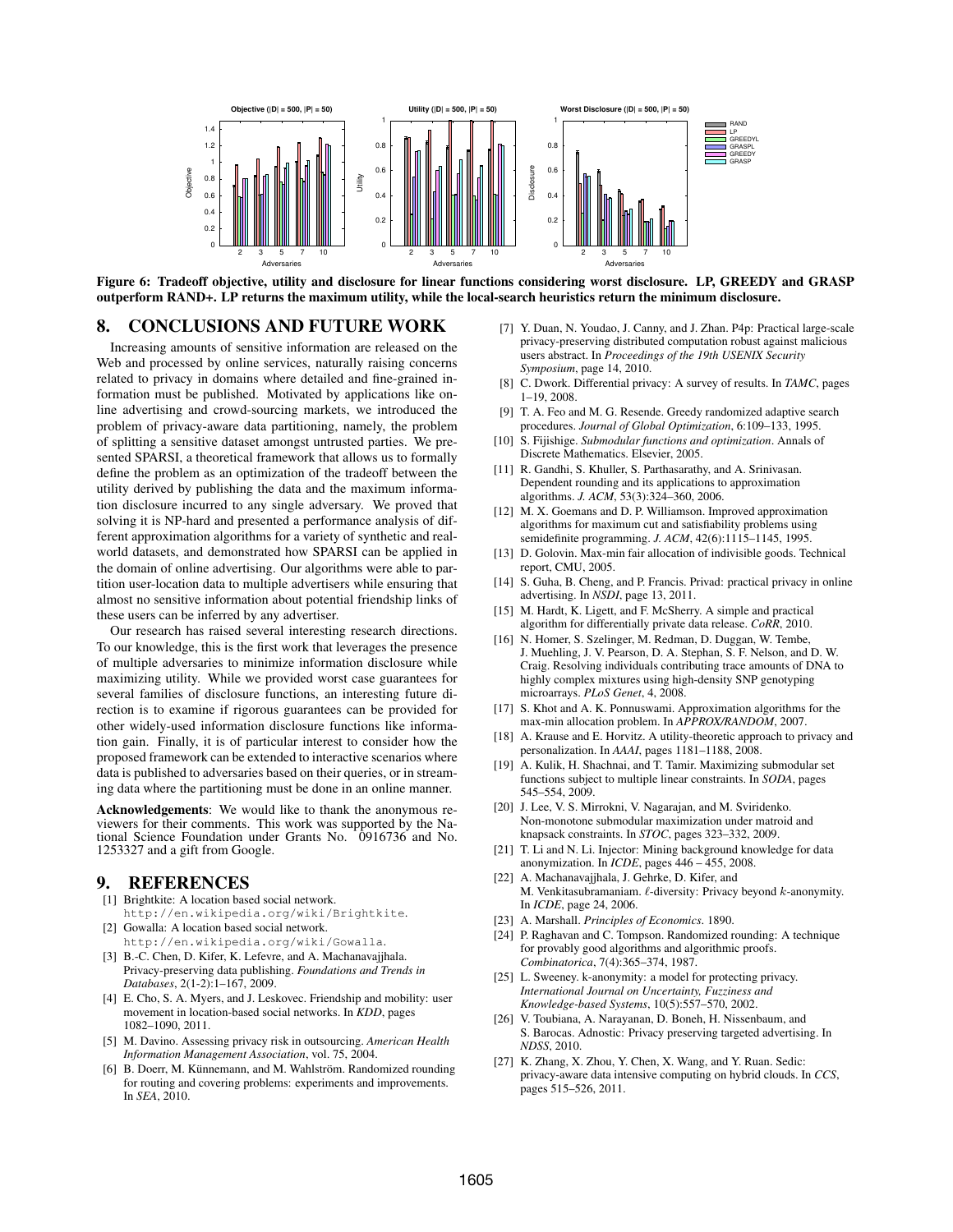Objective (|D| = 500, |P| = 50)

Objective

Adversaries

1.4
1.2
1
0.8
0.6
0.4
0.2
0

2 3 5 7 10

Utility (|D| = 500, |P| = 50)

Utility

Adversaries

1
0.8
0.6
0.4
0.2
0

2 3 5 7 10

Worst Disclosure (|D| = 500, |P| = 50)

Disclosure

Adversaries

1
0.8
0.6
0.4
0.2
0

2 3 5 7 10

RAND
LP
GREEDYL
GRASPL
GREEDY
GRASP

**Figure 6: Tradeoff objective, utility and disclosure for linear functions considering worst disclosure. LP, GREEDY and GRASP outperform RAND+. LP returns the maximum utility, while the local-search heuristics return the minimum disclosure.**

# 8. CONCLUSIONS AND FUTURE WORK

Increasing amounts of sensitive information are released on the Web and processed by online services, naturally raising concerns related to privacy in domains where detailed and fine-grained information must be published. Motivated by applications like online advertising and crowd-sourcing markets, we introduced the problem of privacy-aware data partitioning, namely, the problem of splitting a sensitive dataset amongst untrusted parties. We presented SPARSI, a theoretical framework that allows us to formally define the problem as an optimization of the tradeoff between the utility derived by publishing the data and the maximum information disclosure incurred to any single adversary. We proved that solving it is NP-hard and presented a performance analysis of different approximation algorithms for a variety of synthetic and real-world datasets, and demonstrated how SPARSI can be applied in the domain of online advertising. Our algorithms were able to partition user-location data to multiple advertisers while ensuring that almost no sensitive information about potential friendship links of these users can be inferred by any advertiser.

Our research has raised several interesting research directions. To our knowledge, this is the first work that leverages the presence of multiple adversaries to minimize information disclosure while maximizing utility. While we provided worst case guarantees for several families of disclosure functions, an interesting future direction is to examine if rigorous guarantees can be provided for other widely-used information disclosure functions like information gain. Finally, it is of particular interest to consider how the proposed framework can be extended to interactive scenarios where data is published to adversaries based on their queries, or in streaming data where the partitioning must be done in an online manner.

**Acknowledgements**: We would like to thank the anonymous reviewers for their comments. This work was supported by the National Science Foundation under Grants No. 0916736 and No. 1253327 and a gift from Google.

# 9. REFERENCES

[1] Brightkite: A location based social network. http://en.wikipedia.org/wiki/Brightkite.

[2] Gowalla: A location based social network. http://en.wikipedia.org/wiki/Gowalla.

[3] B.-C. Chen, D. Kifer, K. Lefevre, and A. Machanavajjhala. Privacy-preserving data publishing. *Foundations and Trends in Databases*, 2(1-2):1–167, 2009.

[4] E. Cho, S. A. Myers, and J. Leskovec. Friendship and mobility: user movement in location-based social networks. In *KDD*, pages 1082–1090, 2011.

[5] M. Davino. Assessing privacy risk in outsourcing. *American Health Information Management Association*, vol. 75, 2004.

[6] B. Doerr, M. Künnemann, and M. Wahlström. Randomized rounding for routing and covering problems: experiments and improvements. In *SEA*, 2010.

[7] Y. Duan, N. Youdao, J. Canny, and J. Zhan. P4p: Practical large-scale privacy-preserving distributed computation robust against malicious users abstract. In *Proceedings of the 19th USENIX Security Symposium*, page 14, 2010.

[8] C. Dwork. Differential privacy: A survey of results. In *TAMC*, pages 1–19, 2008.

[9] T. A. Feo and M. G. Resende. Greedy randomized adaptive search procedures. *Journal of Global Optimization*, 6:109–133, 1995.

[10] S. Fijishige. *Submodular functions and optimization*. Annals of Discrete Mathematics. Elsevier, 2005.

[11] R. Gandhi, S. Khuller, S. Parthasarathy, and A. Srinivasan. Dependent rounding and its applications to approximation algorithms. *J. ACM*, 53(3):324–360, 2006.

[12] M. X. Goemans and D. P. Williamson. Improved approximation algorithms for maximum cut and satisfiability problems using semidefinite programming. *J. ACM*, 42(6):1115–1145, 1995.

[13] D. Golovin. Max-min fair allocation of indivisible goods. Technical report, CMU, 2005.

[14] S. Guha, B. Cheng, and P. Francis. Privad: practical privacy in online advertising. In *NSDI*, page 13, 2011.

[15] M. Hardt, K. Ligett, and F. McSherry. A simple and practical algorithm for differentially private data release. *CoRR*, 2010.

[16] N. Homer, S. Szelinger, M. Redman, D. Duggan, W. Tembe, J. Muehling, J. V. Pearson, D. A. Stephan, S. F. Nelson, and D. W. Craig. Resolving individuals contributing trace amounts of DNA to highly complex mixtures using high-density SNP genotyping microarrays. *PLoS Genet*, 4, 2008.

[17] S. Khot and A. K. Ponnuswami. Approximation algorithms for the max-min allocation problem. In *APPROX/RANDOM*, 2007.

[18] A. Krause and E. Horvitz. A utility-theoretic approach to privacy and personalization. In *AAAI*, pages 1181–1188, 2008.

[19] A. Kulik, H. Shachnai, and T. Tamir. Maximizing submodular set functions subject to multiple linear constraints. In *SODA*, pages 545–554, 2009.

[20] J. Lee, V. S. Mirrokni, V. Nagarajan, and M. Sviridenko. Non-monotone submodular maximization under matroid and knapsack constraints. In *STOC*, pages 323–332, 2009.

[21] T. Li and N. Li. Injector: Mining background knowledge for data anonymization. In *ICDE*, pages 446 – 455, 2008.

[22] A. Machanavajjhala, J. Gehrke, D. Kifer, and M. Venkitasubramaniam. $\ell$-diversity: Privacy beyond $k$-anonymity. In *ICDE*, page 24, 2006.

[23] A. Marshall. *Principles of Economics*. 1890.

[24] P. Raghavan and C. Tompson. Randomized rounding: A technique for provably good algorithms and algorithmic proofs. *Combinatorica*, 7(4):365–374, 1987.

[25] L. Sweeney. k-anonymity: a model for protecting privacy. *International Journal on Uncertainty, Fuzziness and Knowledge-based Systems*, 10(5):557–570, 2002.

[26] V. Toubiana, A. Narayanan, D. Boneh, H. Nissenbaum, and S. Barocas. Adnostic: Privacy preserving targeted advertising. In *NDSS*, 2010.

[27] K. Zhang, X. Zhou, Y. Chen, X. Wang, and Y. Ruan. Sedic: privacy-aware data intensive computing on hybrid clouds. In *CCS*, pages 515–526, 2011.